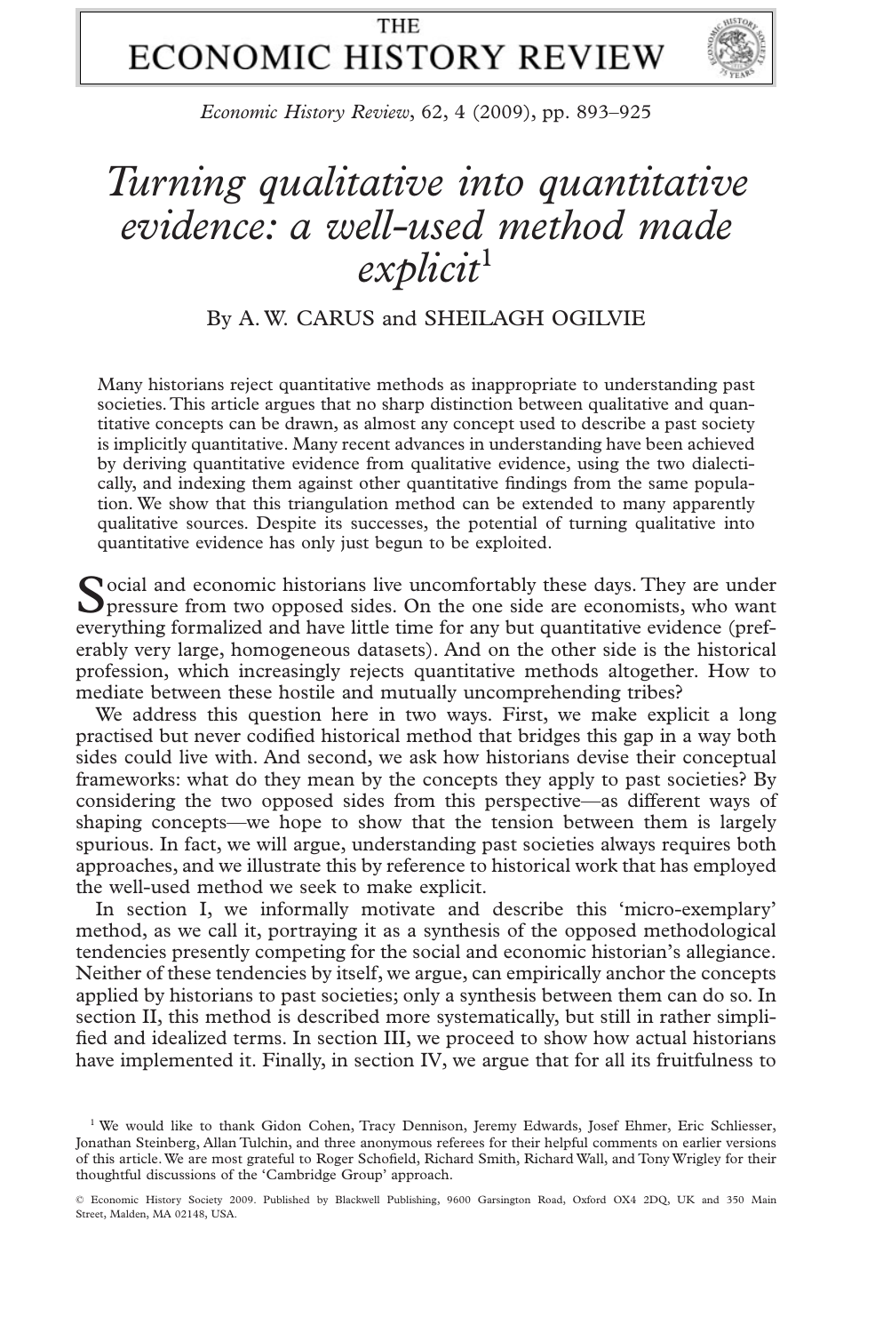# Turning qualitative into quantitative evidence: a well-used method made explicit[1]

By A. W. CARUS and SHEILAGH OGILVIE

Many historians reject quantitative methods as inappropriate to understanding past societies. This article argues that no sharp distinction between qualitative and quantitative concepts can be drawn, as almost any concept used to describe a past society is implicitly quantitative. Many recent advances in understanding have been achieved by deriving quantitative evidence from qualitative evidence, using the two dialectically, and indexing them against other quantitative findings from the same population. We show that this triangulation method can be extended to many apparently qualitative sources. Despite its successes, the potential of turning qualitative into quantitative evidence has only just begun to be exploited.

Social and economic historians live uncomfortably these days. They are under pressure from two opposed sides. On the one side are economists, who want everything formalized and have little time for any but quantitative evidence (preferably very large, homogeneous datasets). And on the other side is the historical profession, which increasingly rejects quantitative methods altogether. How to mediate between these hostile and mutually uncomprehending tribes?

We address this question here in two ways. First, we make explicit a long practised but never codified historical method that bridges this gap in a way both sides could live with. And second, we ask how historians devise their conceptual frameworks: what do they mean by the concepts they apply to past societies? By considering the two opposed sides from this perspective—as different ways of shaping concepts—we hope to show that the tension between them is largely spurious. In fact, we will argue, understanding past societies always requires both approaches, and we illustrate this by reference to historical work that has employed the well-used method we seek to make explicit.

In section I, we informally motivate and describe this 'micro-exemplary' method, as we call it, portraying it as a synthesis of the opposed methodological tendencies presently competing for the social and economic historian's allegiance. Neither of these tendencies by itself, we argue, can empirically anchor the concepts applied by historians to past societies; only a synthesis between them can do so. In section II, this method is described more systematically, but still in rather simplified and idealized terms. In section III, we proceed to show how actual historians have implemented it. Finally, in section IV, we argue that for all its fruitfulness to

[1] We would like to thank Gidon Cohen, Tracy Dennison, Jeremy Edwards, Josef Ehmer, Eric Schliesser, Jonathan Steinberg, Allan Tulchin, and three anonymous referees for their helpful comments on earlier versions of this article. We are most grateful to Roger Schofield, Richard Smith, Richard Wall, and Tony Wrigley for their thoughtful discussions of the 'Cambridge Group' approach.

© Economic History Society 2009. Published by Blackwell Publishing, 9600 Garsington Road, Oxford OX4 2DQ, UK and 350 Main Street, Malden, MA 02148, USA.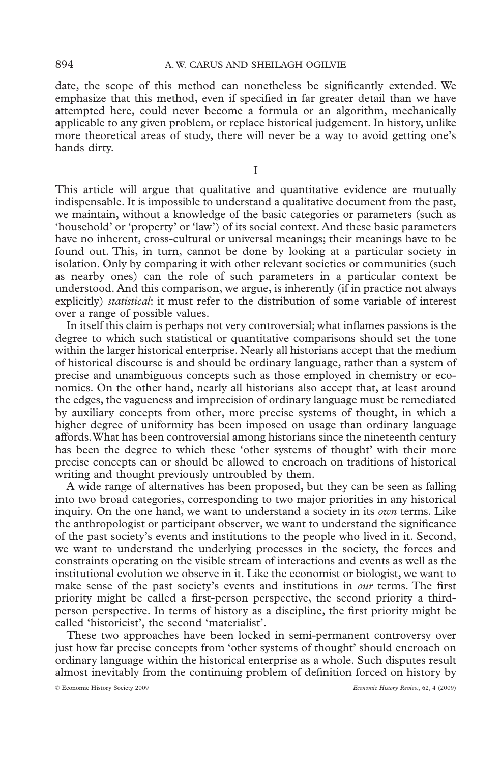date, the scope of this method can nonetheless be significantly extended. We emphasize that this method, even if specified in far greater detail than we have attempted here, could never become a formula or an algorithm, mechanically applicable to any given problem, or replace historical judgement. In history, unlike more theoretical areas of study, there will never be a way to avoid getting one's hands dirty.

## I

This article will argue that qualitative and quantitative evidence are mutually indispensable. It is impossible to understand a qualitative document from the past, we maintain, without a knowledge of the basic categories or parameters (such as 'household' or 'property' or 'law') of its social context. And these basic parameters have no inherent, cross-cultural or universal meanings; their meanings have to be found out. This, in turn, cannot be done by looking at a particular society in isolation. Only by comparing it with other relevant societies or communities (such as nearby ones) can the role of such parameters in a particular context be understood. And this comparison, we argue, is inherently (if in practice not always explicitly) *statistical*: it must refer to the distribution of some variable of interest over a range of possible values.

In itself this claim is perhaps not very controversial; what inflames passions is the degree to which such statistical or quantitative comparisons should set the tone within the larger historical enterprise. Nearly all historians accept that the medium of historical discourse is and should be ordinary language, rather than a system of precise and unambiguous concepts such as those employed in chemistry or economics. On the other hand, nearly all historians also accept that, at least around the edges, the vagueness and imprecision of ordinary language must be remediated by auxiliary concepts from other, more precise systems of thought, in which a higher degree of uniformity has been imposed on usage than ordinary language affords. What has been controversial among historians since the nineteenth century has been the degree to which these 'other systems of thought' with their more precise concepts can or should be allowed to encroach on traditions of historical writing and thought previously untroubled by them.

A wide range of alternatives has been proposed, but they can be seen as falling into two broad categories, corresponding to two major priorities in any historical inquiry. On the one hand, we want to understand a society in its *own* terms. Like the anthropologist or participant observer, we want to understand the significance of the past society's events and institutions to the people who lived in it. Second, we want to understand the underlying processes in the society, the forces and constraints operating on the visible stream of interactions and events as well as the institutional evolution we observe in it. Like the economist or biologist, we want to make sense of the past society's events and institutions in *our* terms. The first priority might be called a first-person perspective, the second priority a third-person perspective. In terms of history as a discipline, the first priority might be called 'historicist', the second 'materialist'.

These two approaches have been locked in semi-permanent controversy over just how far precise concepts from 'other systems of thought' should encroach on ordinary language within the historical enterprise as a whole. Such disputes result almost inevitably from the continuing problem of definition forced on history by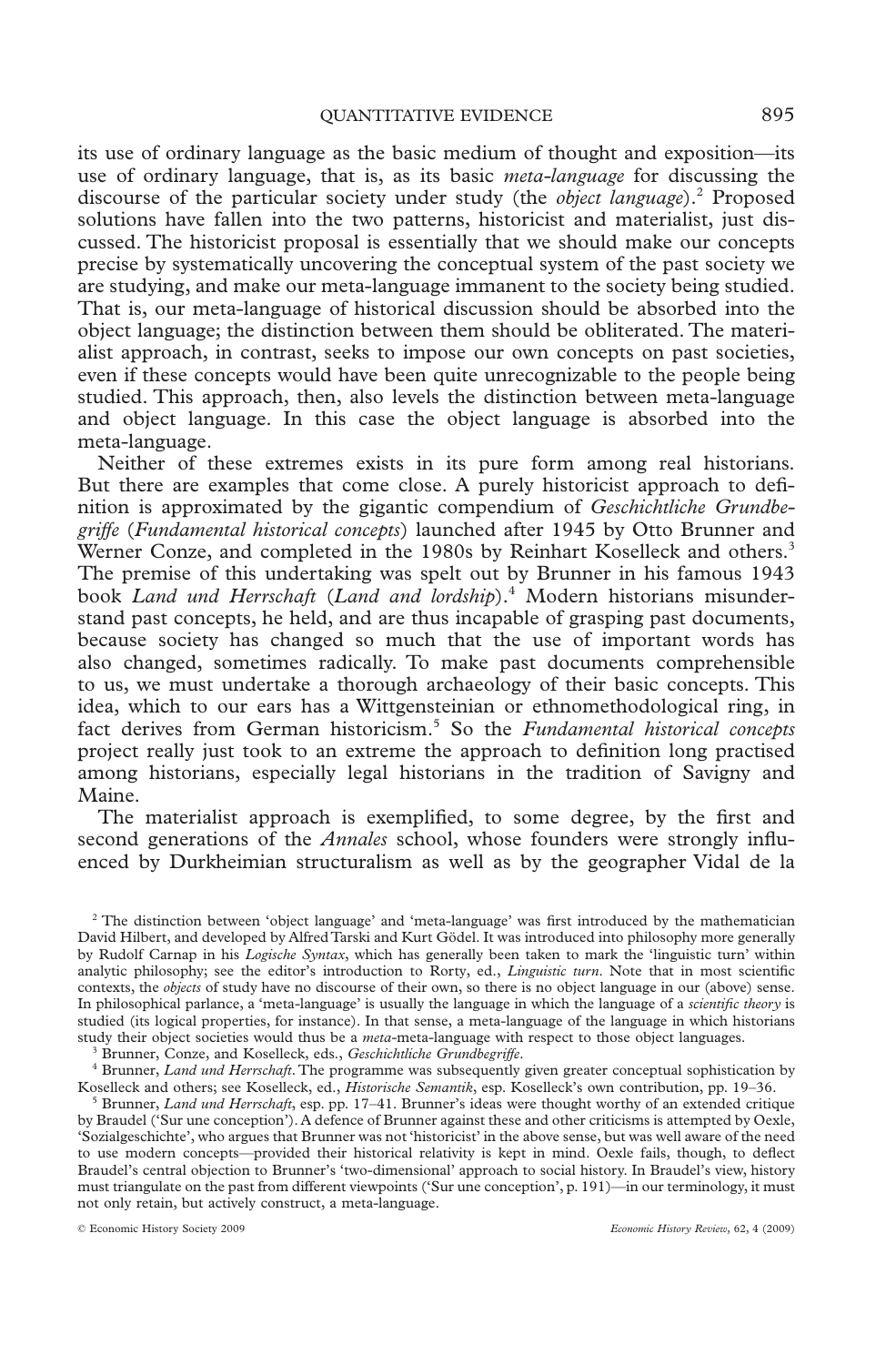its use of ordinary language as the basic medium of thought and exposition—its use of ordinary language, that is, as its basic *meta-language* for discussing the discourse of the particular society under study (the *object language*).[2] Proposed solutions have fallen into the two patterns, historicist and materialist, just discussed. The historicist proposal is essentially that we should make our concepts precise by systematically uncovering the conceptual system of the past society we are studying, and make our meta-language immanent to the society being studied. That is, our meta-language of historical discussion should be absorbed into the object language; the distinction between them should be obliterated. The materialist approach, in contrast, seeks to impose our own concepts on past societies, even if these concepts would have been quite unrecognizable to the people being studied. This approach, then, also levels the distinction between meta-language and object language. In this case the object language is absorbed into the meta-language.

Neither of these extremes exists in its pure form among real historians. But there are examples that come close. A purely historicist approach to definition is approximated by the gigantic compendium of *Geschichtliche Grundbegriffe* (*Fundamental historical concepts*) launched after 1945 by Otto Brunner and Werner Conze, and completed in the 1980s by Reinhart Koselleck and others.[3] The premise of this undertaking was spelt out by Brunner in his famous 1943 book *Land und Herrschaft* (*Land and lordship*).[4] Modern historians misunderstand past concepts, he held, and are thus incapable of grasping past documents, because society has changed so much that the use of important words has also changed, sometimes radically. To make past documents comprehensible to us, we must undertake a thorough archaeology of their basic concepts. This idea, which to our ears has a Wittgensteinian or ethnomethodological ring, in fact derives from German historicism.[5] So the *Fundamental historical concepts* project really just took to an extreme the approach to definition long practised among historians, especially legal historians in the tradition of Savigny and Maine.

The materialist approach is exemplified, to some degree, by the first and second generations of the *Annales* school, whose founders were strongly influenced by Durkheimian structuralism as well as by the geographer Vidal de la

[2] The distinction between 'object language' and 'meta-language' was first introduced by the mathematician David Hilbert, and developed by Alfred Tarski and Kurt Gödel. It was introduced into philosophy more generally by Rudolf Carnap in his *Logische Syntax*, which has generally been taken to mark the 'linguistic turn' within analytic philosophy; see the editor's introduction to Rorty, ed., *Linguistic turn*. Note that in most scientific contexts, the *objects* of study have no discourse of their own, so there is no object language in our (above) sense. In philosophical parlance, a 'meta-language' is usually the language in which the language of a *scientific theory* is studied (its logical properties, for instance). In that sense, a meta-language of the language in which historians study their object societies would thus be a *meta*-meta-language with respect to those object languages.

[3] Brunner, Conze, and Koselleck, eds., *Geschichtliche Grundbegriffe*.

[4] Brunner, *Land und Herrschaft*. The programme was subsequently given greater conceptual sophistication by Koselleck and others; see Koselleck, ed., *Historische Semantik*, esp. Koselleck's own contribution, pp. 19–36.

[5] Brunner, *Land und Herrschaft*, esp. pp. 17–41. Brunner's ideas were thought worthy of an extended critique by Braudel ('Sur une conception'). A defence of Brunner against these and other criticisms is attempted by Oexle, 'Sozialgeschichte', who argues that Brunner was not 'historicist' in the above sense, but was well aware of the need to use modern concepts—provided their historical relativity is kept in mind. Oexle fails, though, to deflect Braudel's central objection to Brunner's 'two-dimensional' approach to social history. In Braudel's view, history must triangulate on the past from different viewpoints ('Sur une conception', p. 191)—in our terminology, it must not only retain, but actively construct, a meta-language.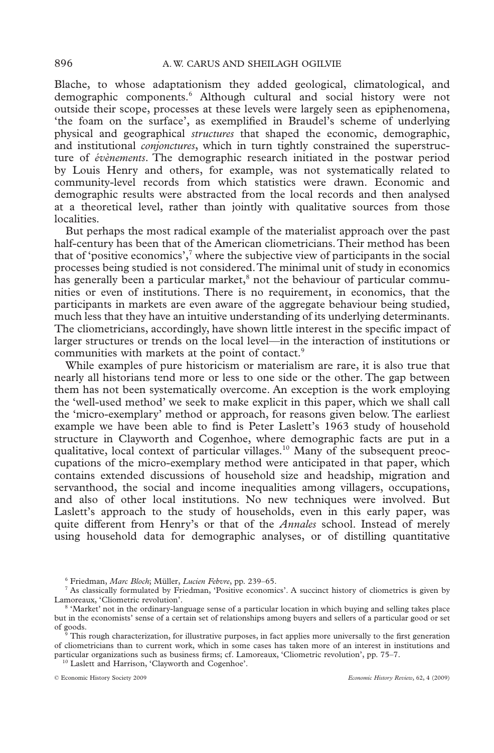Blache, to whose adaptationism they added geological, climatological, and demographic components.[6] Although cultural and social history were not outside their scope, processes at these levels were largely seen as epiphenomena, 'the foam on the surface', as exemplified in Braudel's scheme of underlying physical and geographical *structures* that shaped the economic, demographic, and institutional *conjonctures*, which in turn tightly constrained the superstructure of *évènements*. The demographic research initiated in the postwar period by Louis Henry and others, for example, was not systematically related to community-level records from which statistics were drawn. Economic and demographic results were abstracted from the local records and then analysed at a theoretical level, rather than jointly with qualitative sources from those localities.

But perhaps the most radical example of the materialist approach over the past half-century has been that of the American cliometricians. Their method has been that of 'positive economics',[7] where the subjective view of participants in the social processes being studied is not considered. The minimal unit of study in economics has generally been a particular market,[8] not the behaviour of particular communities or even of institutions. There is no requirement, in economics, that the participants in markets are even aware of the aggregate behaviour being studied, much less that they have an intuitive understanding of its underlying determinants. The cliometricians, accordingly, have shown little interest in the specific impact of larger structures or trends on the local level—in the interaction of institutions or communities with markets at the point of contact.[9]

While examples of pure historicism or materialism are rare, it is also true that nearly all historians tend more or less to one side or the other. The gap between them has not been systematically overcome. An exception is the work employing the 'well-used method' we seek to make explicit in this paper, which we shall call the 'micro-exemplary' method or approach, for reasons given below. The earliest example we have been able to find is Peter Laslett's 1963 study of household structure in Clayworth and Cogenhoe, where demographic facts are put in a qualitative, local context of particular villages.[10] Many of the subsequent preoccupations of the micro-exemplary method were anticipated in that paper, which contains extended discussions of household size and headship, migration and servanthood, the social and income inequalities among villagers, occupations, and also of other local institutions. No new techniques were involved. But Laslett's approach to the study of households, even in this early paper, was quite different from Henry's or that of the *Annales* school. Instead of merely using household data for demographic analyses, or of distilling quantitative

[6] Friedman, *Marc Bloch*; Müller, *Lucien Febvre*, pp. 239–65.

[7] As classically formulated by Friedman, 'Positive economics'. A succinct history of cliometrics is given by Lamoreaux, 'Cliometric revolution'.

[8] 'Market' not in the ordinary-language sense of a particular location in which buying and selling takes place but in the economists' sense of a certain set of relationships among buyers and sellers of a particular good or set of goods.

[9] This rough characterization, for illustrative purposes, in fact applies more universally to the first generation of cliometricians than to current work, which in some cases has taken more of an interest in institutions and particular organizations such as business firms; cf. Lamoreaux, 'Cliometric revolution', pp. 75–7.

[10] Laslett and Harrison, 'Clayworth and Cogenhoe'.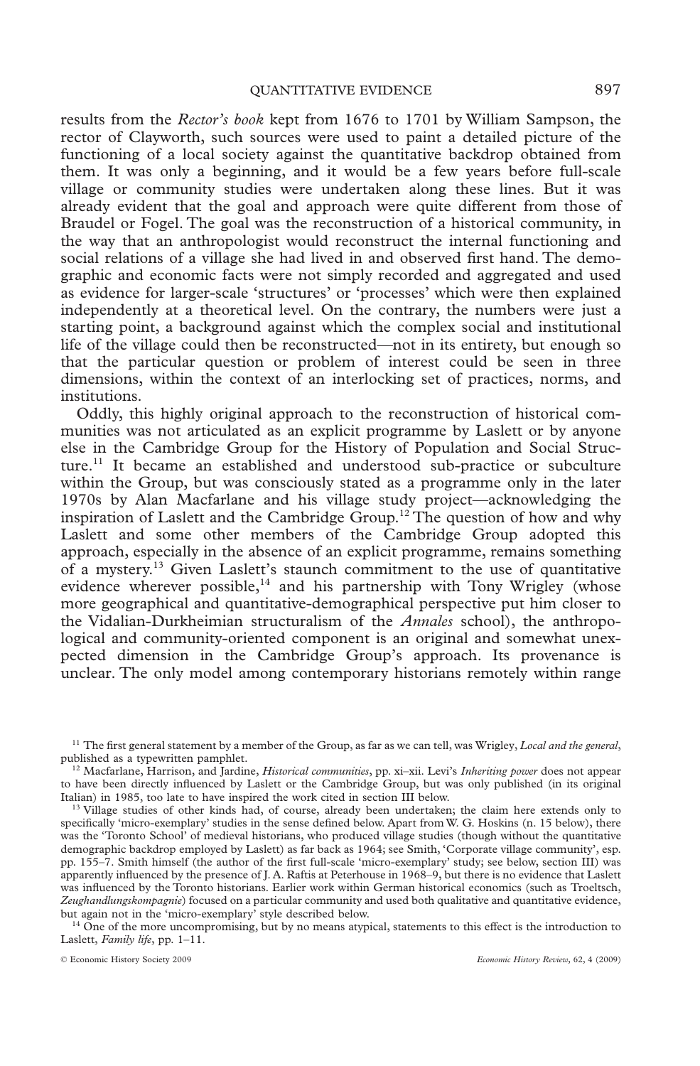results from the *Rector's book* kept from 1676 to 1701 by William Sampson, the rector of Clayworth, such sources were used to paint a detailed picture of the functioning of a local society against the quantitative backdrop obtained from them. It was only a beginning, and it would be a few years before full-scale village or community studies were undertaken along these lines. But it was already evident that the goal and approach were quite different from those of Braudel or Fogel. The goal was the reconstruction of a historical community, in the way that an anthropologist would reconstruct the internal functioning and social relations of a village she had lived in and observed first hand. The demographic and economic facts were not simply recorded and aggregated and used as evidence for larger-scale 'structures' or 'processes' which were then explained independently at a theoretical level. On the contrary, the numbers were just a starting point, a background against which the complex social and institutional life of the village could then be reconstructed—not in its entirety, but enough so that the particular question or problem of interest could be seen in three dimensions, within the context of an interlocking set of practices, norms, and institutions.

Oddly, this highly original approach to the reconstruction of historical communities was not articulated as an explicit programme by Laslett or by anyone else in the Cambridge Group for the History of Population and Social Structure.[11] It became an established and understood sub-practice or subculture within the Group, but was consciously stated as a programme only in the later 1970s by Alan Macfarlane and his village study project—acknowledging the inspiration of Laslett and the Cambridge Group.[12] The question of how and why Laslett and some other members of the Cambridge Group adopted this approach, especially in the absence of an explicit programme, remains something of a mystery.[13] Given Laslett's staunch commitment to the use of quantitative evidence wherever possible,[14] and his partnership with Tony Wrigley (whose more geographical and quantitative-demographical perspective put him closer to the Vidalian-Durkheimian structuralism of the *Annales* school), the anthropological and community-oriented component is an original and somewhat unexpected dimension in the Cambridge Group's approach. Its provenance is unclear. The only model among contemporary historians remotely within range

[11] The first general statement by a member of the Group, as far as we can tell, was Wrigley, *Local and the general*, published as a typewritten pamphlet.

[12] Macfarlane, Harrison, and Jardine, *Historical communities*, pp. xi–xii. Levi's *Inheriting power* does not appear to have been directly influenced by Laslett or the Cambridge Group, but was only published (in its original Italian) in 1985, too late to have inspired the work cited in section III below.

[13] Village studies of other kinds had, of course, already been undertaken; the claim here extends only to specifically 'micro-exemplary' studies in the sense defined below. Apart from W. G. Hoskins (n. 15 below), there was the 'Toronto School' of medieval historians, who produced village studies (though without the quantitative demographic backdrop employed by Laslett) as far back as 1964; see Smith, 'Corporate village community', esp. pp. 155–7. Smith himself (the author of the first full-scale 'micro-exemplary' study; see below, section III) was apparently influenced by the presence of J. A. Raftis at Peterhouse in 1968–9, but there is no evidence that Laslett was influenced by the Toronto historians. Earlier work within German historical economics (such as Troeltsch, *Zeughandlungskompagnie*) focused on a particular community and used both qualitative and quantitative evidence, but again not in the 'micro-exemplary' style described below.

[14] One of the more uncompromising, but by no means atypical, statements to this effect is the introduction to Laslett, *Family life*, pp. 1–11.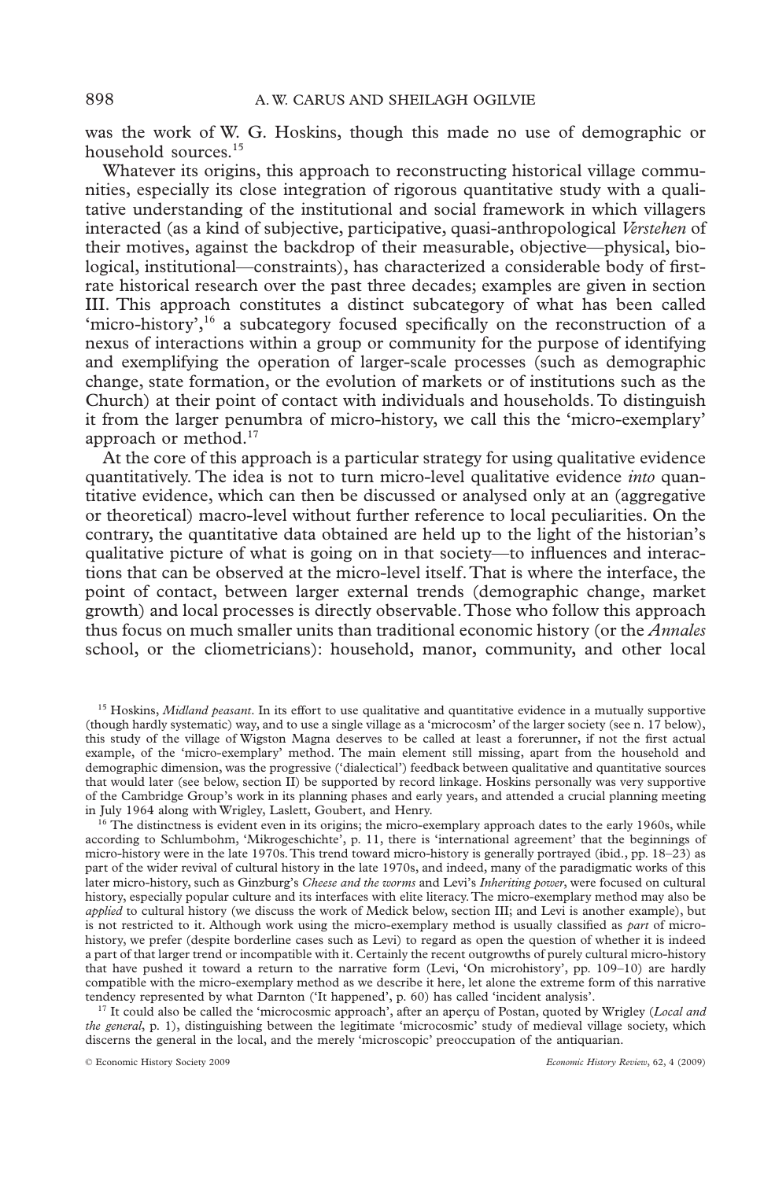was the work of W. G. Hoskins, though this made no use of demographic or household sources.[15]

Whatever its origins, this approach to reconstructing historical village communities, especially its close integration of rigorous quantitative study with a qualitative understanding of the institutional and social framework in which villagers interacted (as a kind of subjective, participative, quasi-anthropological *Verstehen* of their motives, against the backdrop of their measurable, objective—physical, biological, institutional—constraints), has characterized a considerable body of first-rate historical research over the past three decades; examples are given in section III. This approach constitutes a distinct subcategory of what has been called 'micro-history',[16] a subcategory focused specifically on the reconstruction of a nexus of interactions within a group or community for the purpose of identifying and exemplifying the operation of larger-scale processes (such as demographic change, state formation, or the evolution of markets or of institutions such as the Church) at their point of contact with individuals and households. To distinguish it from the larger penumbra of micro-history, we call this the 'micro-exemplary' approach or method.[17]

At the core of this approach is a particular strategy for using qualitative evidence quantitatively. The idea is not to turn micro-level qualitative evidence *into* quantitative evidence, which can then be discussed or analysed only at an (aggregative or theoretical) macro-level without further reference to local peculiarities. On the contrary, the quantitative data obtained are held up to the light of the historian's qualitative picture of what is going on in that society—to influences and interactions that can be observed at the micro-level itself. That is where the interface, the point of contact, between larger external trends (demographic change, market growth) and local processes is directly observable. Those who follow this approach thus focus on much smaller units than traditional economic history (or the *Annales* school, or the cliometricians): household, manor, community, and other local

---

[15] Hoskins, *Midland peasant*. In its effort to use qualitative and quantitative evidence in a mutually supportive (though hardly systematic) way, and to use a single village as a 'microcosm' of the larger society (see n. 17 below), this study of the village of Wigston Magna deserves to be called at least a forerunner, if not the first actual example, of the 'micro-exemplary' method. The main element still missing, apart from the household and demographic dimension, was the progressive ('dialectical') feedback between qualitative and quantitative sources that would later (see below, section II) be supported by record linkage. Hoskins personally was very supportive of the Cambridge Group's work in its planning phases and early years, and attended a crucial planning meeting in July 1964 along with Wrigley, Laslett, Goubert, and Henry.

[16] The distinctness is evident even in its origins; the micro-exemplary approach dates to the early 1960s, while according to Schlumbohm, 'Mikrogeschichte', p. 11, there is 'international agreement' that the beginnings of micro-history were in the late 1970s. This trend toward micro-history is generally portrayed (ibid., pp. 18–23) as part of the wider revival of cultural history in the late 1970s, and indeed, many of the paradigmatic works of this later micro-history, such as Ginzburg's *Cheese and the worms* and Levi's *Inheriting power*, were focused on cultural history, especially popular culture and its interfaces with elite literacy. The micro-exemplary method may also be *applied* to cultural history (we discuss the work of Medick below, section III; and Levi is another example), but is not restricted to it. Although work using the micro-exemplary method is usually classified as *part* of micro-history, we prefer (despite borderline cases such as Levi) to regard as open the question of whether it is indeed a part of that larger trend or incompatible with it. Certainly the recent outgrowths of purely cultural micro-history that have pushed it toward a return to the narrative form (Levi, 'On microhistory', pp. 109–10) are hardly compatible with the micro-exemplary method as we describe it here, let alone the extreme form of this narrative tendency represented by what Darnton ('It happened', p. 60) has called 'incident analysis'.

[17] It could also be called the 'microcosmic approach', after an aperçu of Postan, quoted by Wrigley (*Local and the general*, p. 1), distinguishing between the legitimate 'microcosmic' study of medieval village society, which discerns the general in the local, and the merely 'microscopic' preoccupation of the antiquarian.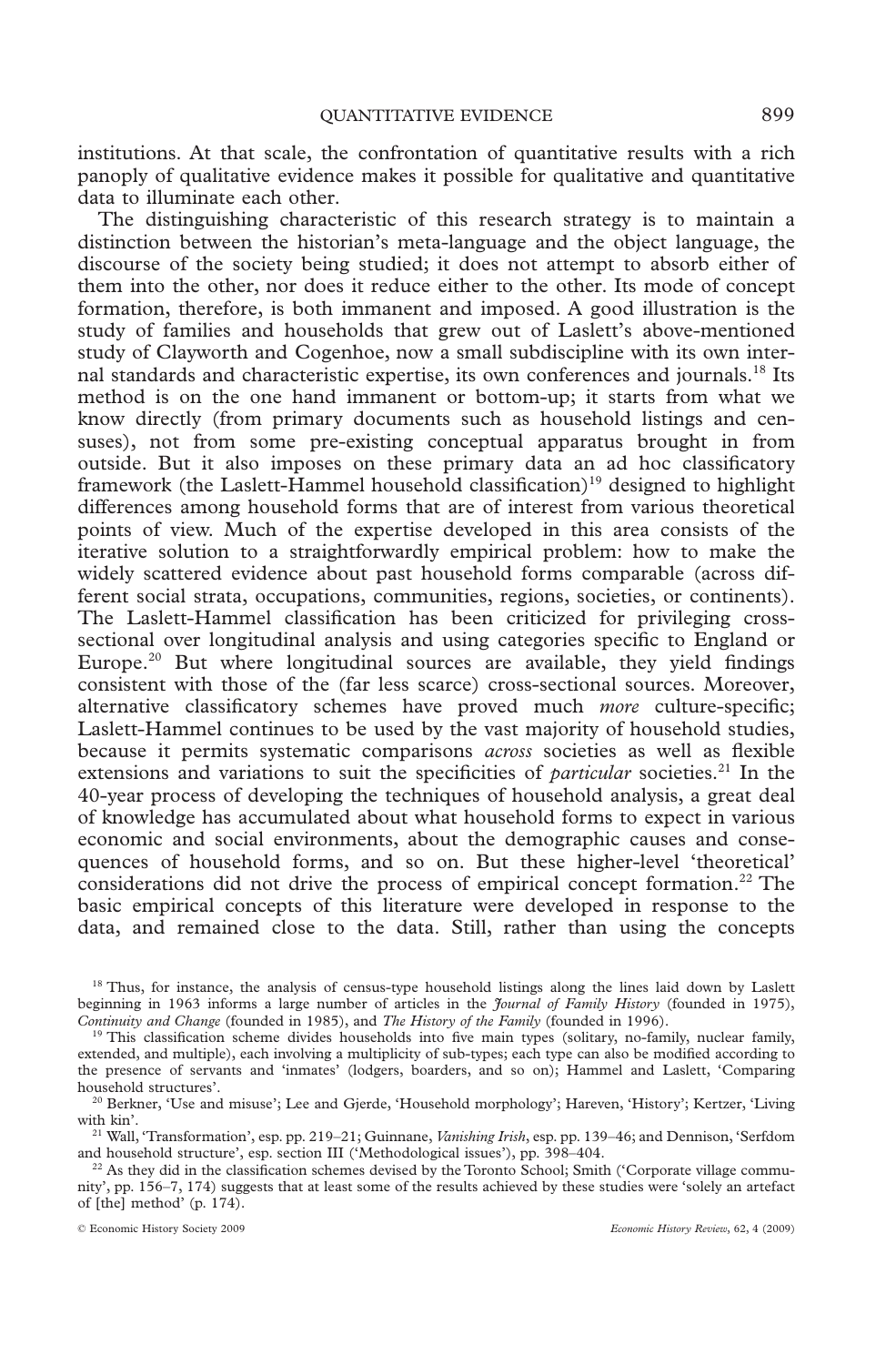institutions. At that scale, the confrontation of quantitative results with a rich panoply of qualitative evidence makes it possible for qualitative and quantitative data to illuminate each other.

The distinguishing characteristic of this research strategy is to maintain a distinction between the historian's meta-language and the object language, the discourse of the society being studied; it does not attempt to absorb either of them into the other, nor does it reduce either to the other. Its mode of concept formation, therefore, is both immanent and imposed. A good illustration is the study of families and households that grew out of Laslett's above-mentioned study of Clayworth and Cogenhoe, now a small subdiscipline with its own internal standards and characteristic expertise, its own conferences and journals.[18] Its method is on the one hand immanent or bottom-up; it starts from what we know directly (from primary documents such as household listings and censuses), not from some pre-existing conceptual apparatus brought in from outside. But it also imposes on these primary data an ad hoc classificatory framework (the Laslett-Hammel household classification)[19] designed to highlight differences among household forms that are of interest from various theoretical points of view. Much of the expertise developed in this area consists of the iterative solution to a straightforwardly empirical problem: how to make the widely scattered evidence about past household forms comparable (across different social strata, occupations, communities, regions, societies, or continents). The Laslett-Hammel classification has been criticized for privileging cross-sectional over longitudinal analysis and using categories specific to England or Europe.[20] But where longitudinal sources are available, they yield findings consistent with those of the (far less scarce) cross-sectional sources. Moreover, alternative classificatory schemes have proved much *more* culture-specific; Laslett-Hammel continues to be used by the vast majority of household studies, because it permits systematic comparisons *across* societies as well as flexible extensions and variations to suit the specificities of *particular* societies.[21] In the 40-year process of developing the techniques of household analysis, a great deal of knowledge has accumulated about what household forms to expect in various economic and social environments, about the demographic causes and consequences of household forms, and so on. But these higher-level 'theoretical' considerations did not drive the process of empirical concept formation.[22] The basic empirical concepts of this literature were developed in response to the data, and remained close to the data. Still, rather than using the concepts

[18] Thus, for instance, the analysis of census-type household listings along the lines laid down by Laslett beginning in 1963 informs a large number of articles in the *Journal of Family History* (founded in 1975), *Continuity and Change* (founded in 1985), and *The History of the Family* (founded in 1996).

[19] This classification scheme divides households into five main types (solitary, no-family, nuclear family, extended, and multiple), each involving a multiplicity of sub-types; each type can also be modified according to the presence of servants and 'inmates' (lodgers, boarders, and so on); Hammel and Laslett, 'Comparing household structures'.

[20] Berkner, 'Use and misuse'; Lee and Gjerde, 'Household morphology'; Hareven, 'History'; Kertzer, 'Living with kin'.

[21] Wall, 'Transformation', esp. pp. 219–21; Guinnane, *Vanishing Irish*, esp. pp. 139–46; and Dennison, 'Serfdom and household structure', esp. section III ('Methodological issues'), pp. 398–404.

[22] As they did in the classification schemes devised by the Toronto School; Smith ('Corporate village community', pp. 156–7, 174) suggests that at least some of the results achieved by these studies were 'solely an artefact of [the] method' (p. 174).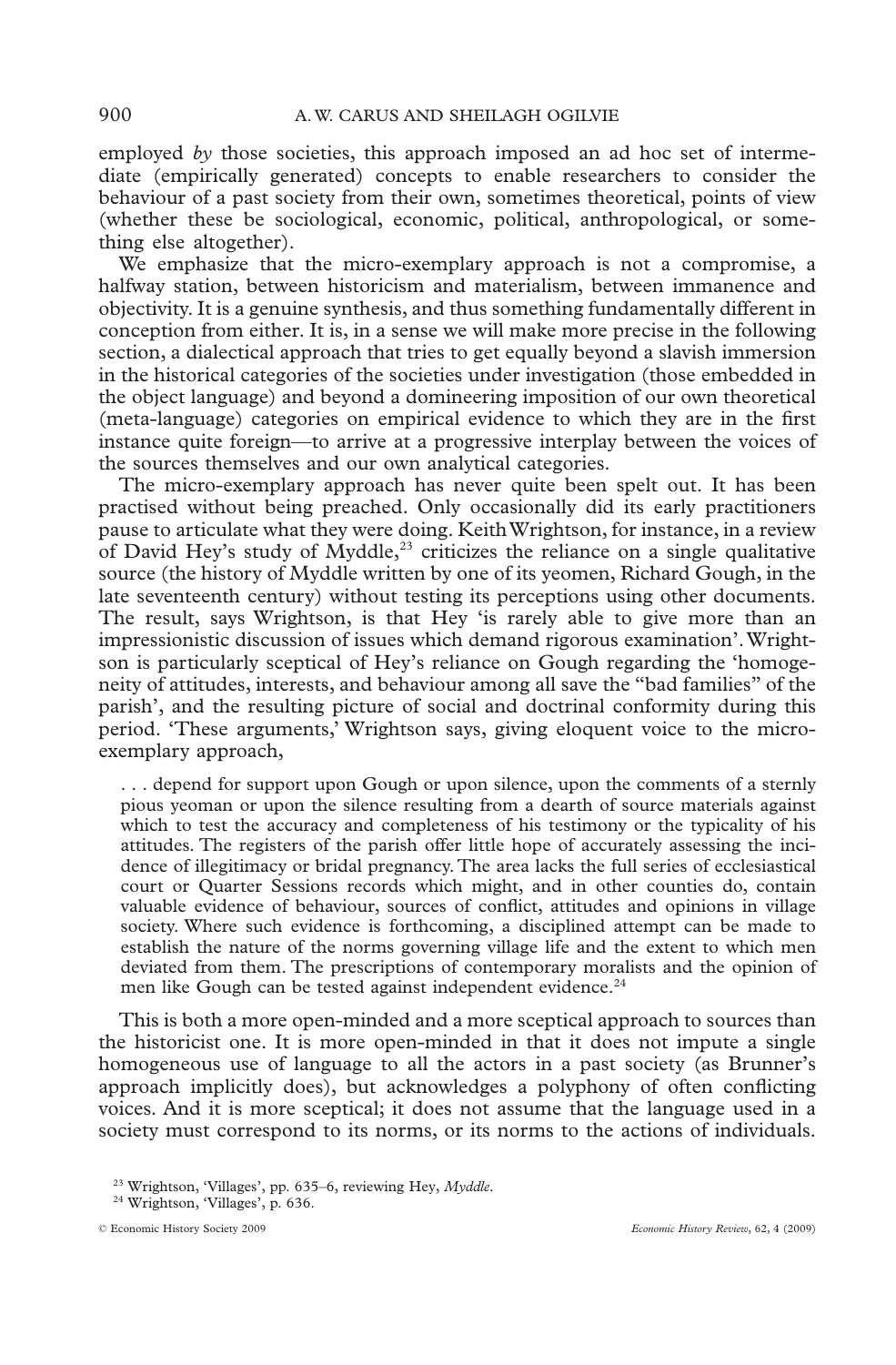employed *by* those societies, this approach imposed an ad hoc set of intermediate (empirically generated) concepts to enable researchers to consider the behaviour of a past society from their own, sometimes theoretical, points of view (whether these be sociological, economic, political, anthropological, or something else altogether).

We emphasize that the micro-exemplary approach is not a compromise, a halfway station, between historicism and materialism, between immanence and objectivity. It is a genuine synthesis, and thus something fundamentally different in conception from either. It is, in a sense we will make more precise in the following section, a dialectical approach that tries to get equally beyond a slavish immersion in the historical categories of the societies under investigation (those embedded in the object language) and beyond a domineering imposition of our own theoretical (meta-language) categories on empirical evidence to which they are in the first instance quite foreign—to arrive at a progressive interplay between the voices of the sources themselves and our own analytical categories.

The micro-exemplary approach has never quite been spelt out. It has been practised without being preached. Only occasionally did its early practitioners pause to articulate what they were doing. Keith Wrightson, for instance, in a review of David Hey's study of Myddle,[23] criticizes the reliance on a single qualitative source (the history of Myddle written by one of its yeomen, Richard Gough, in the late seventeenth century) without testing its perceptions using other documents. The result, says Wrightson, is that Hey 'is rarely able to give more than an impressionistic discussion of issues which demand rigorous examination'. Wrightson is particularly sceptical of Hey's reliance on Gough regarding the 'homogeneity of attitudes, interests, and behaviour among all save the "bad families" of the parish', and the resulting picture of social and doctrinal conformity during this period. 'These arguments,' Wrightson says, giving eloquent voice to the micro-exemplary approach,

> . . . depend for support upon Gough or upon silence, upon the comments of a sternly pious yeoman or upon the silence resulting from a dearth of source materials against which to test the accuracy and completeness of his testimony or the typicality of his attitudes. The registers of the parish offer little hope of accurately assessing the incidence of illegitimacy or bridal pregnancy. The area lacks the full series of ecclesiastical court or Quarter Sessions records which might, and in other counties do, contain valuable evidence of behaviour, sources of conflict, attitudes and opinions in village society. Where such evidence is forthcoming, a disciplined attempt can be made to establish the nature of the norms governing village life and the extent to which men deviated from them. The prescriptions of contemporary moralists and the opinion of men like Gough can be tested against independent evidence.[24]

This is both a more open-minded and a more sceptical approach to sources than the historicist one. It is more open-minded in that it does not impute a single homogeneous use of language to all the actors in a past society (as Brunner's approach implicitly does), but acknowledges a polyphony of often conflicting voices. And it is more sceptical; it does not assume that the language used in a society must correspond to its norms, or its norms to the actions of individuals.

[23] Wrightson, 'Villages', pp. 635–6, reviewing Hey, *Myddle*.

[24] Wrightson, 'Villages', p. 636.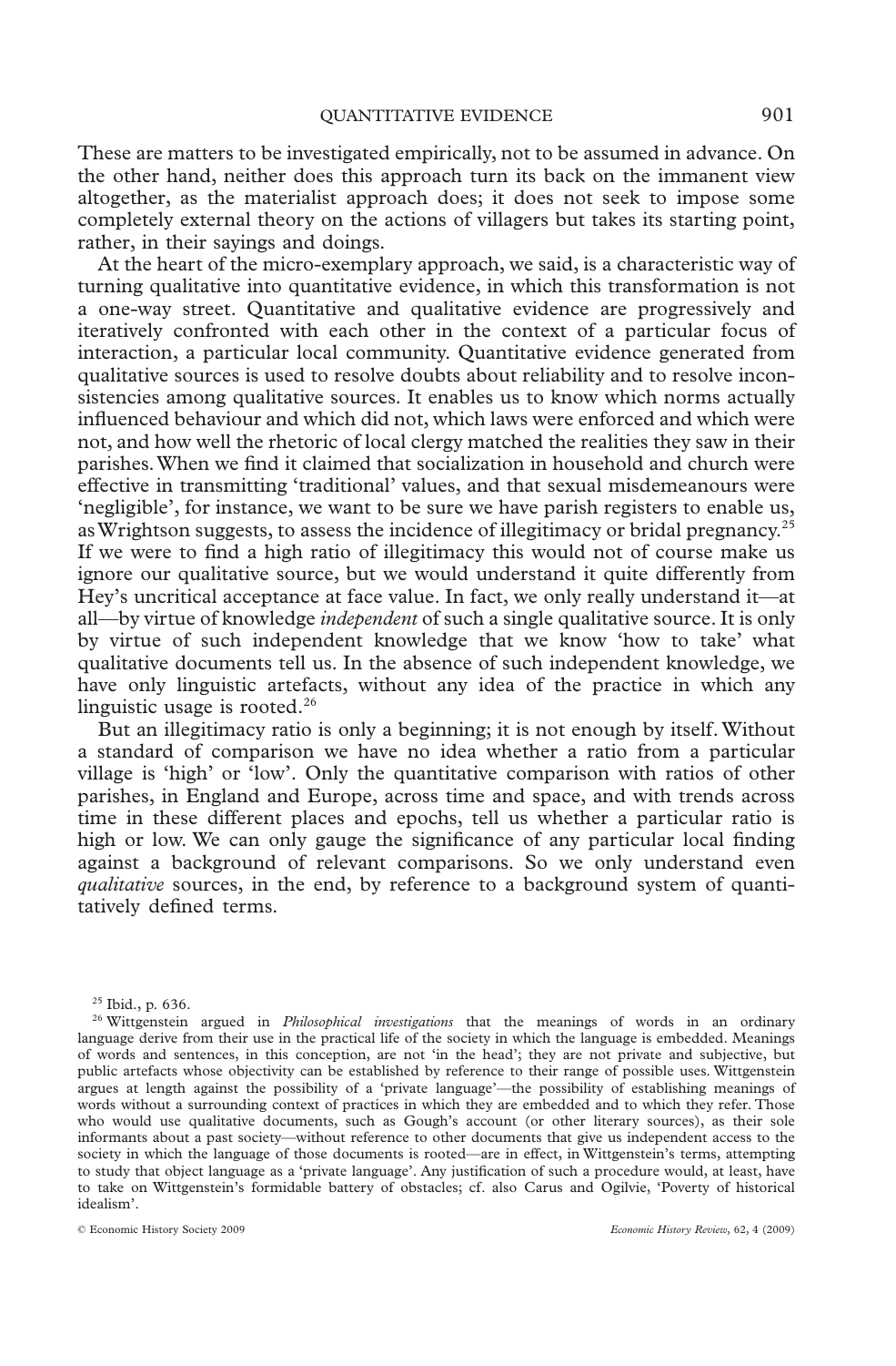These are matters to be investigated empirically, not to be assumed in advance. On the other hand, neither does this approach turn its back on the immanent view altogether, as the materialist approach does; it does not seek to impose some completely external theory on the actions of villagers but takes its starting point, rather, in their sayings and doings.

At the heart of the micro-exemplary approach, we said, is a characteristic way of turning qualitative into quantitative evidence, in which this transformation is not a one-way street. Quantitative and qualitative evidence are progressively and iteratively confronted with each other in the context of a particular focus of interaction, a particular local community. Quantitative evidence generated from qualitative sources is used to resolve doubts about reliability and to resolve inconsistencies among qualitative sources. It enables us to know which norms actually influenced behaviour and which did not, which laws were enforced and which were not, and how well the rhetoric of local clergy matched the realities they saw in their parishes. When we find it claimed that socialization in household and church were effective in transmitting 'traditional' values, and that sexual misdemeanours were 'negligible', for instance, we want to be sure we have parish registers to enable us, as Wrightson suggests, to assess the incidence of illegitimacy or bridal pregnancy.[25] If we were to find a high ratio of illegitimacy this would not of course make us ignore our qualitative source, but we would understand it quite differently from Hey's uncritical acceptance at face value. In fact, we only really understand it—at all—by virtue of knowledge *independent* of such a single qualitative source. It is only by virtue of such independent knowledge that we know 'how to take' what qualitative documents tell us. In the absence of such independent knowledge, we have only linguistic artefacts, without any idea of the practice in which any linguistic usage is rooted.[26]

But an illegitimacy ratio is only a beginning; it is not enough by itself. Without a standard of comparison we have no idea whether a ratio from a particular village is 'high' or 'low'. Only the quantitative comparison with ratios of other parishes, in England and Europe, across time and space, and with trends across time in these different places and epochs, tell us whether a particular ratio is high or low. We can only gauge the significance of any particular local finding against a background of relevant comparisons. So we only understand even *qualitative* sources, in the end, by reference to a background system of quantitatively defined terms.

[25] Ibid., p. 636.

[26] Wittgenstein argued in *Philosophical investigations* that the meanings of words in an ordinary language derive from their use in the practical life of the society in which the language is embedded. Meanings of words and sentences, in this conception, are not 'in the head'; they are not private and subjective, but public artefacts whose objectivity can be established by reference to their range of possible uses. Wittgenstein argues at length against the possibility of a 'private language'—the possibility of establishing meanings of words without a surrounding context of practices in which they are embedded and to which they refer. Those who would use qualitative documents, such as Gough's account (or other literary sources), as their sole informants about a past society—without reference to other documents that give us independent access to the society in which the language of those documents is rooted—are in effect, in Wittgenstein's terms, attempting to study that object language as a 'private language'. Any justification of such a procedure would, at least, have to take on Wittgenstein's formidable battery of obstacles; cf. also Carus and Ogilvie, 'Poverty of historical idealism'.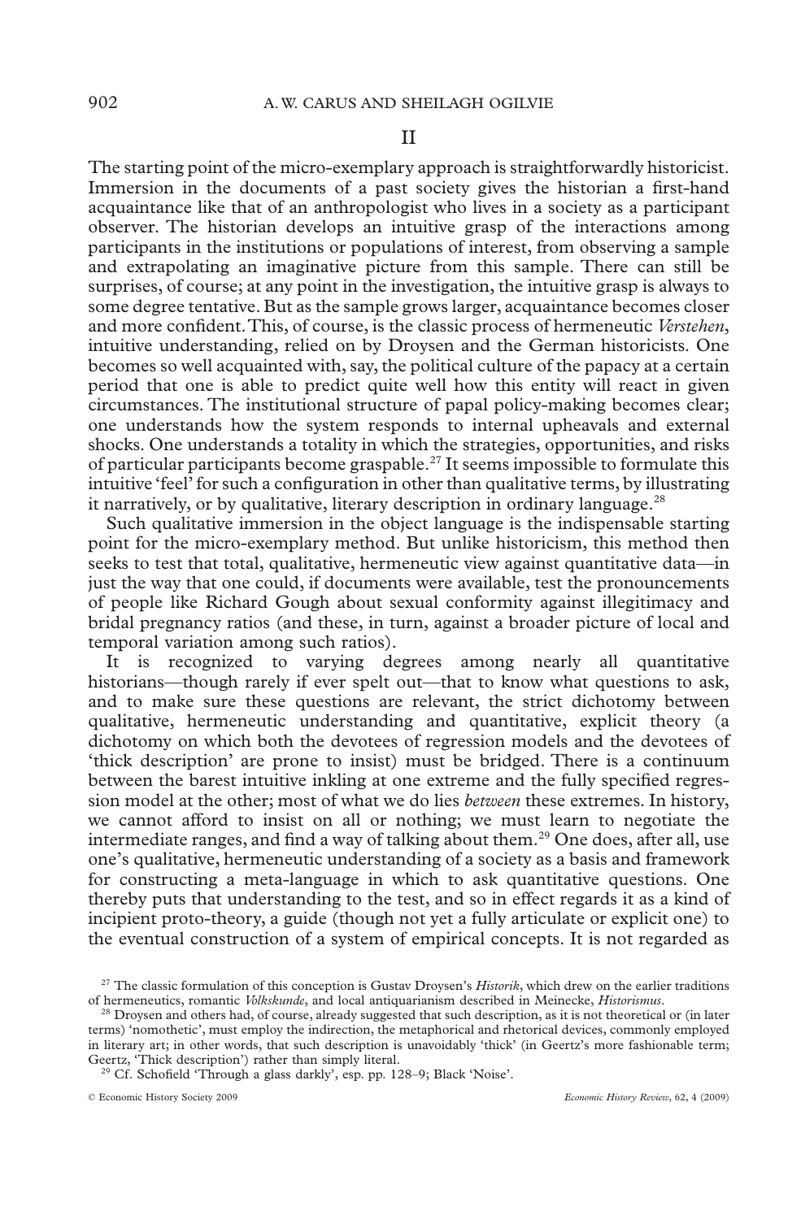## II

The starting point of the micro-exemplary approach is straightforwardly historicist. Immersion in the documents of a past society gives the historian a first-hand acquaintance like that of an anthropologist who lives in a society as a participant observer. The historian develops an intuitive grasp of the interactions among participants in the institutions or populations of interest, from observing a sample and extrapolating an imaginative picture from this sample. There can still be surprises, of course; at any point in the investigation, the intuitive grasp is always to some degree tentative. But as the sample grows larger, acquaintance becomes closer and more confident. This, of course, is the classic process of hermeneutic *Verstehen*, intuitive understanding, relied on by Droysen and the German historicists. One becomes so well acquainted with, say, the political culture of the papacy at a certain period that one is able to predict quite well how this entity will react in given circumstances. The institutional structure of papal policy-making becomes clear; one understands how the system responds to internal upheavals and external shocks. One understands a totality in which the strategies, opportunities, and risks of particular participants become graspable.[27] It seems impossible to formulate this intuitive 'feel' for such a configuration in other than qualitative terms, by illustrating it narratively, or by qualitative, literary description in ordinary language.[28]

Such qualitative immersion in the object language is the indispensable starting point for the micro-exemplary method. But unlike historicism, this method then seeks to test that total, qualitative, hermeneutic view against quantitative data—in just the way that one could, if documents were available, test the pronouncements of people like Richard Gough about sexual conformity against illegitimacy and bridal pregnancy ratios (and these, in turn, against a broader picture of local and temporal variation among such ratios).

It is recognized to varying degrees among nearly all quantitative historians—though rarely if ever spelt out—that to know what questions to ask, and to make sure these questions are relevant, the strict dichotomy between qualitative, hermeneutic understanding and quantitative, explicit theory (a dichotomy on which both the devotees of regression models and the devotees of 'thick description' are prone to insist) must be bridged. There is a continuum between the barest intuitive inkling at one extreme and the fully specified regression model at the other; most of what we do lies *between* these extremes. In history, we cannot afford to insist on all or nothing; we must learn to negotiate the intermediate ranges, and find a way of talking about them.[29] One does, after all, use one's qualitative, hermeneutic understanding of a society as a basis and framework for constructing a meta-language in which to ask quantitative questions. One thereby puts that understanding to the test, and so in effect regards it as a kind of incipient proto-theory, a guide (though not yet a fully articulate or explicit one) to the eventual construction of a system of empirical concepts. It is not regarded as

---

[27] The classic formulation of this conception is Gustav Droysen's *Historik*, which drew on the earlier traditions of hermeneutics, romantic *Volkskunde*, and local antiquarianism described in Meinecke, *Historismus*.

[28] Droysen and others had, of course, already suggested that such description, as it is not theoretical or (in later terms) 'nomothetic', must employ the indirection, the metaphorical and rhetorical devices, commonly employed in literary art; in other words, that such description is unavoidably 'thick' (in Geertz's more fashionable term; Geertz, 'Thick description') rather than simply literal.

[29] Cf. Schofield 'Through a glass darkly', esp. pp. 128–9; Black 'Noise'.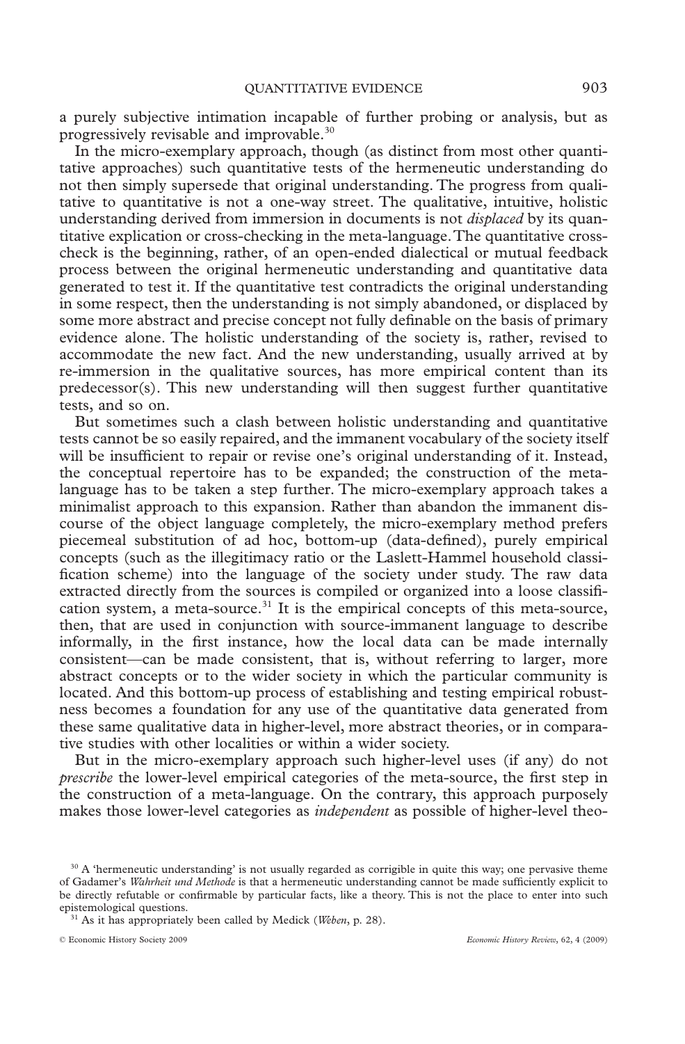a purely subjective intimation incapable of further probing or analysis, but as progressively revisable and improvable.[30]

In the micro-exemplary approach, though (as distinct from most other quantitative approaches) such quantitative tests of the hermeneutic understanding do not then simply supersede that original understanding. The progress from qualitative to quantitative is not a one-way street. The qualitative, intuitive, holistic understanding derived from immersion in documents is not *displaced* by its quantitative explication or cross-checking in the meta-language. The quantitative cross-check is the beginning, rather, of an open-ended dialectical or mutual feedback process between the original hermeneutic understanding and quantitative data generated to test it. If the quantitative test contradicts the original understanding in some respect, then the understanding is not simply abandoned, or displaced by some more abstract and precise concept not fully definable on the basis of primary evidence alone. The holistic understanding of the society is, rather, revised to accommodate the new fact. And the new understanding, usually arrived at by re-immersion in the qualitative sources, has more empirical content than its predecessor(s). This new understanding will then suggest further quantitative tests, and so on.

But sometimes such a clash between holistic understanding and quantitative tests cannot be so easily repaired, and the immanent vocabulary of the society itself will be insufficient to repair or revise one's original understanding of it. Instead, the conceptual repertoire has to be expanded; the construction of the meta-language has to be taken a step further. The micro-exemplary approach takes a minimalist approach to this expansion. Rather than abandon the immanent discourse of the object language completely, the micro-exemplary method prefers piecemeal substitution of ad hoc, bottom-up (data-defined), purely empirical concepts (such as the illegitimacy ratio or the Laslett-Hammel household classification scheme) into the language of the society under study. The raw data extracted directly from the sources is compiled or organized into a loose classification system, a meta-source.[31] It is the empirical concepts of this meta-source, then, that are used in conjunction with source-immanent language to describe informally, in the first instance, how the local data can be made internally consistent—can be made consistent, that is, without referring to larger, more abstract concepts or to the wider society in which the particular community is located. And this bottom-up process of establishing and testing empirical robustness becomes a foundation for any use of the quantitative data generated from these same qualitative data in higher-level, more abstract theories, or in comparative studies with other localities or within a wider society.

But in the micro-exemplary approach such higher-level uses (if any) do not *prescribe* the lower-level empirical categories of the meta-source, the first step in the construction of a meta-language. On the contrary, this approach purposely makes those lower-level categories as *independent* as possible of higher-level theo-

---

[30] A 'hermeneutic understanding' is not usually regarded as corrigible in quite this way; one pervasive theme of Gadamer's *Wahrheit und Methode* is that a hermeneutic understanding cannot be made sufficiently explicit to be directly refutable or confirmable by particular facts, like a theory. This is not the place to enter into such epistemological questions.

[31] As it has appropriately been called by Medick (*Weben*, p. 28).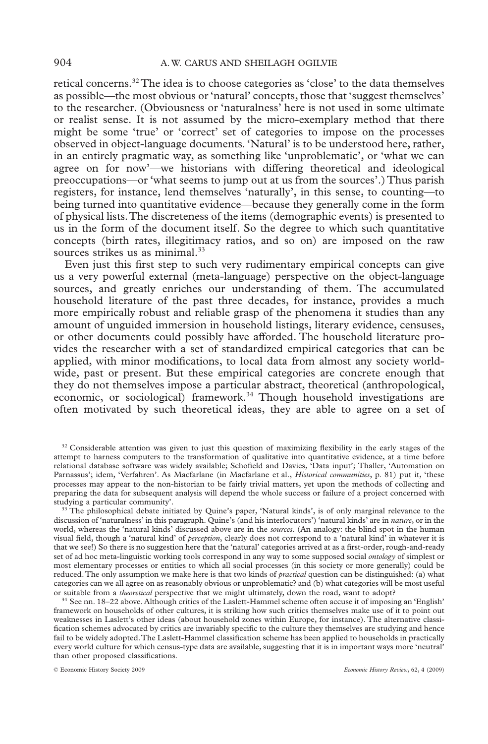retical concerns.[32] The idea is to choose categories as 'close' to the data themselves as possible—the most obvious or 'natural' concepts, those that 'suggest themselves' to the researcher. (Obviousness or 'naturalness' here is not used in some ultimate or realist sense. It is not assumed by the micro-exemplary method that there might be some 'true' or 'correct' set of categories to impose on the processes observed in object-language documents. 'Natural' is to be understood here, rather, in an entirely pragmatic way, as something like 'unproblematic', or 'what we can agree on for now'—we historians with differing theoretical and ideological preoccupations—or 'what seems to jump out at us from the sources'.) Thus parish registers, for instance, lend themselves 'naturally', in this sense, to counting—to being turned into quantitative evidence—because they generally come in the form of physical lists. The discreteness of the items (demographic events) is presented to us in the form of the document itself. So the degree to which such quantitative concepts (birth rates, illegitimacy ratios, and so on) are imposed on the raw sources strikes us as minimal.[33]

Even just this first step to such very rudimentary empirical concepts can give us a very powerful external (meta-language) perspective on the object-language sources, and greatly enriches our understanding of them. The accumulated household literature of the past three decades, for instance, provides a much more empirically robust and reliable grasp of the phenomena it studies than any amount of unguided immersion in household listings, literary evidence, censuses, or other documents could possibly have afforded. The household literature provides the researcher with a set of standardized empirical categories that can be applied, with minor modifications, to local data from almost any society worldwide, past or present. But these empirical categories are concrete enough that they do not themselves impose a particular abstract, theoretical (anthropological, economic, or sociological) framework.[34] Though household investigations are often motivated by such theoretical ideas, they are able to agree on a set of

[32] Considerable attention was given to just this question of maximizing flexibility in the early stages of the attempt to harness computers to the transformation of qualitative into quantitative evidence, at a time before relational database software was widely available; Schofield and Davies, 'Data input'; Thaller, 'Automation on Parnassus'; idem, 'Verfahren'. As Macfarlane (in Macfarlane et al., *Historical communities*, p. 81) put it, 'these processes may appear to the non-historian to be fairly trivial matters, yet upon the methods of collecting and preparing the data for subsequent analysis will depend the whole success or failure of a project concerned with studying a particular community'.

[33] The philosophical debate initiated by Quine's paper, 'Natural kinds', is of only marginal relevance to the discussion of 'naturalness' in this paragraph. Quine's (and his interlocutors') 'natural kinds' are in *nature*, or in the world, whereas the 'natural kinds' discussed above are in the *sources*. (An analogy: the blind spot in the human visual field, though a 'natural kind' of *perception*, clearly does not correspond to a 'natural kind' in whatever it is that we see!) So there is no suggestion here that the 'natural' categories arrived at as a first-order, rough-and-ready set of ad hoc meta-linguistic working tools correspond in any way to some supposed social *ontology* of simplest or most elementary processes or entities to which all social processes (in this society or more generally) could be reduced. The only assumption we make here is that two kinds of *practical* question can be distinguished: (a) what categories can we all agree on as reasonably obvious or unproblematic? and (b) what categories will be most useful or suitable from a *theoretical* perspective that we might ultimately, down the road, want to adopt?

[34] See nn. 18–22 above. Although critics of the Laslett-Hammel scheme often accuse it of imposing an 'English' framework on households of other cultures, it is striking how such critics themselves make use of it to point out weaknesses in Laslett's other ideas (about household zones within Europe, for instance). The alternative classification schemes advocated by critics are invariably specific to the culture they themselves are studying and hence fail to be widely adopted. The Laslett-Hammel classification scheme has been applied to households in practically every world culture for which census-type data are available, suggesting that it is in important ways more 'neutral' than other proposed classifications.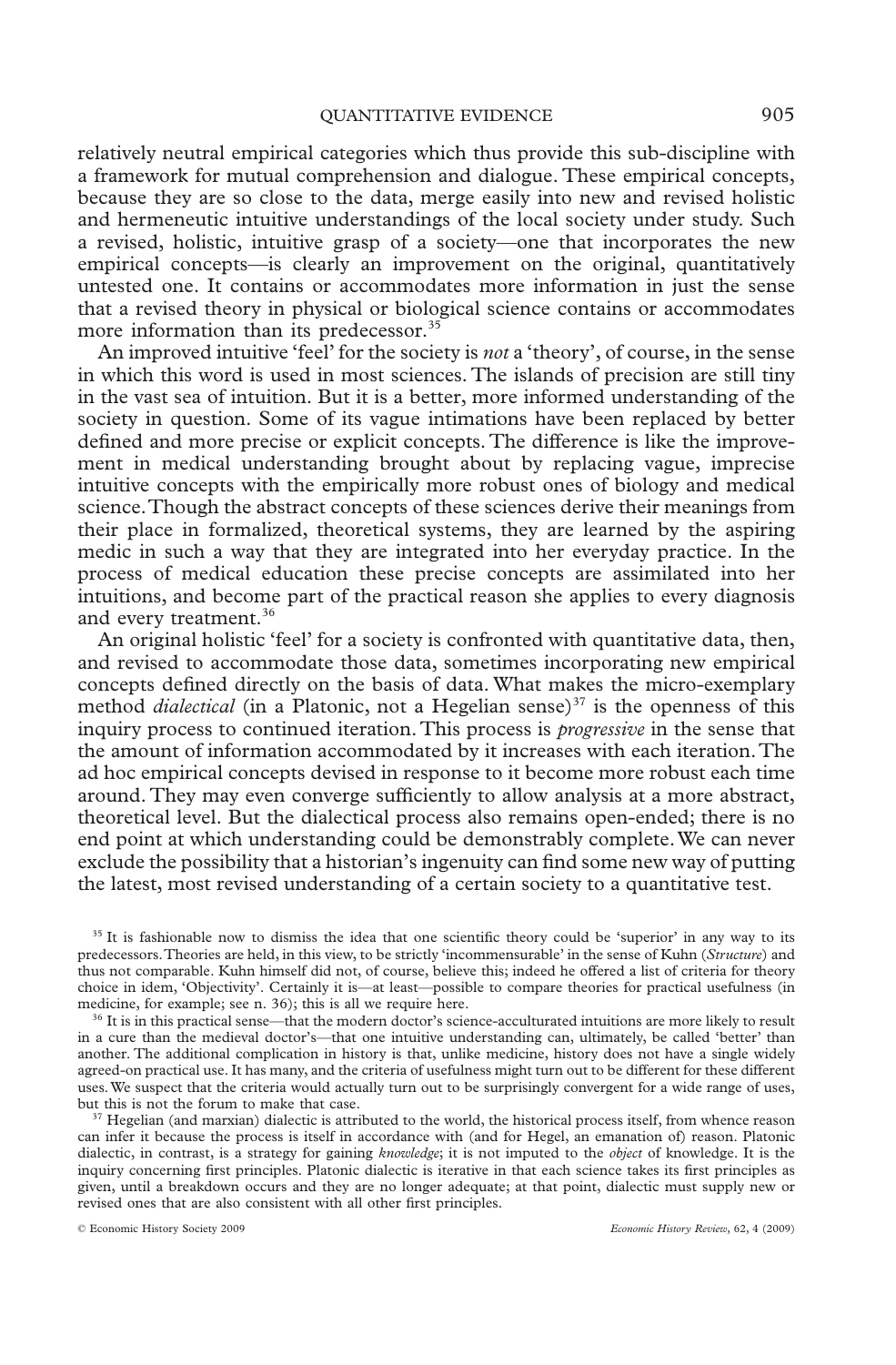relatively neutral empirical categories which thus provide this sub-discipline with a framework for mutual comprehension and dialogue. These empirical concepts, because they are so close to the data, merge easily into new and revised holistic and hermeneutic intuitive understandings of the local society under study. Such a revised, holistic, intuitive grasp of a society—one that incorporates the new empirical concepts—is clearly an improvement on the original, quantitatively untested one. It contains or accommodates more information in just the sense that a revised theory in physical or biological science contains or accommodates more information than its predecessor.[35]

An improved intuitive 'feel' for the society is *not* a 'theory', of course, in the sense in which this word is used in most sciences. The islands of precision are still tiny in the vast sea of intuition. But it is a better, more informed understanding of the society in question. Some of its vague intimations have been replaced by better defined and more precise or explicit concepts. The difference is like the improvement in medical understanding brought about by replacing vague, imprecise intuitive concepts with the empirically more robust ones of biology and medical science. Though the abstract concepts of these sciences derive their meanings from their place in formalized, theoretical systems, they are learned by the aspiring medic in such a way that they are integrated into her everyday practice. In the process of medical education these precise concepts are assimilated into her intuitions, and become part of the practical reason she applies to every diagnosis and every treatment.[36]

An original holistic 'feel' for a society is confronted with quantitative data, then, and revised to accommodate those data, sometimes incorporating new empirical concepts defined directly on the basis of data. What makes the micro-exemplary method *dialectical* (in a Platonic, not a Hegelian sense)[37] is the openness of this inquiry process to continued iteration. This process is *progressive* in the sense that the amount of information accommodated by it increases with each iteration. The ad hoc empirical concepts devised in response to it become more robust each time around. They may even converge sufficiently to allow analysis at a more abstract, theoretical level. But the dialectical process also remains open-ended; there is no end point at which understanding could be demonstrably complete. We can never exclude the possibility that a historian's ingenuity can find some new way of putting the latest, most revised understanding of a certain society to a quantitative test.

[35] It is fashionable now to dismiss the idea that one scientific theory could be 'superior' in any way to its predecessors. Theories are held, in this view, to be strictly 'incommensurable' in the sense of Kuhn (*Structure*) and thus not comparable. Kuhn himself did not, of course, believe this; indeed he offered a list of criteria for theory choice in idem, 'Objectivity'. Certainly it is—at least—possible to compare theories for practical usefulness (in medicine, for example; see n. 36); this is all we require here.

[36] It is in this practical sense—that the modern doctor's science-acculturated intuitions are more likely to result in a cure than the medieval doctor's—that one intuitive understanding can, ultimately, be called 'better' than another. The additional complication in history is that, unlike medicine, history does not have a single widely agreed-on practical use. It has many, and the criteria of usefulness might turn out to be different for these different uses. We suspect that the criteria would actually turn out to be surprisingly convergent for a wide range of uses, but this is not the forum to make that case.

[37] Hegelian (and marxian) dialectic is attributed to the world, the historical process itself, from whence reason can infer it because the process is itself in accordance with (and for Hegel, an emanation of) reason. Platonic dialectic, in contrast, is a strategy for gaining *knowledge*; it is not imputed to the *object* of knowledge. It is the inquiry concerning first principles. Platonic dialectic is iterative in that each science takes its first principles as given, until a breakdown occurs and they are no longer adequate; at that point, dialectic must supply new or revised ones that are also consistent with all other first principles.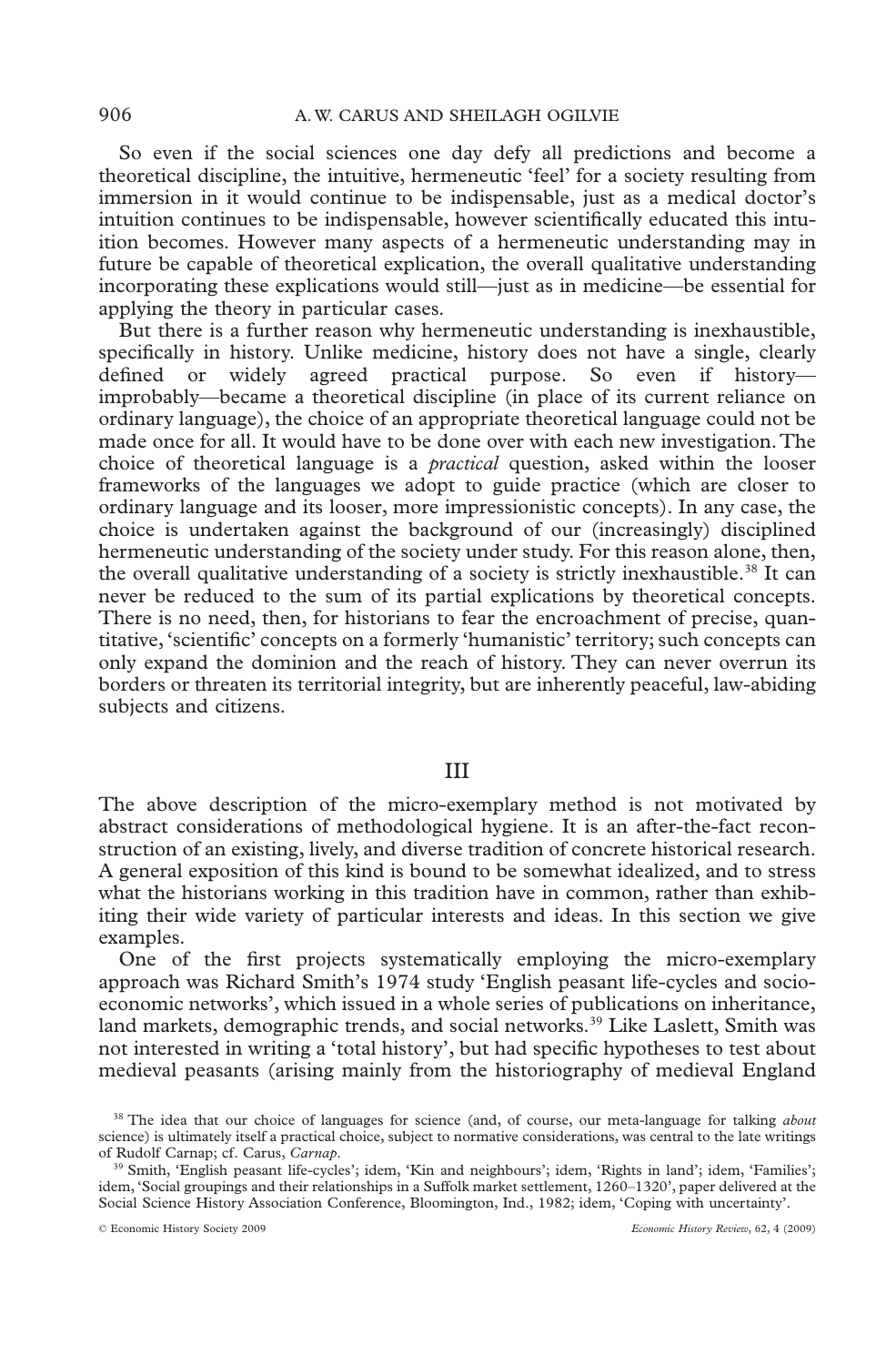So even if the social sciences one day defy all predictions and become a theoretical discipline, the intuitive, hermeneutic 'feel' for a society resulting from immersion in it would continue to be indispensable, just as a medical doctor's intuition continues to be indispensable, however scientifically educated this intuition becomes. However many aspects of a hermeneutic understanding may in future be capable of theoretical explication, the overall qualitative understanding incorporating these explications would still—just as in medicine—be essential for applying the theory in particular cases.

But there is a further reason why hermeneutic understanding is inexhaustible, specifically in history. Unlike medicine, history does not have a single, clearly defined or widely agreed practical purpose. So even if history—improbably—became a theoretical discipline (in place of its current reliance on ordinary language), the choice of an appropriate theoretical language could not be made once for all. It would have to be done over with each new investigation. The choice of theoretical language is a *practical* question, asked within the looser frameworks of the languages we adopt to guide practice (which are closer to ordinary language and its looser, more impressionistic concepts). In any case, the choice is undertaken against the background of our (increasingly) disciplined hermeneutic understanding of the society under study. For this reason alone, then, the overall qualitative understanding of a society is strictly inexhaustible.[38] It can never be reduced to the sum of its partial explications by theoretical concepts. There is no need, then, for historians to fear the encroachment of precise, quantitative, 'scientific' concepts on a formerly 'humanistic' territory; such concepts can only expand the dominion and the reach of history. They can never overrun its borders or threaten its territorial integrity, but are inherently peaceful, law-abiding subjects and citizens.

## III

The above description of the micro-exemplary method is not motivated by abstract considerations of methodological hygiene. It is an after-the-fact reconstruction of an existing, lively, and diverse tradition of concrete historical research. A general exposition of this kind is bound to be somewhat idealized, and to stress what the historians working in this tradition have in common, rather than exhibiting their wide variety of particular interests and ideas. In this section we give examples.

One of the first projects systematically employing the micro-exemplary approach was Richard Smith's 1974 study 'English peasant life-cycles and socio-economic networks', which issued in a whole series of publications on inheritance, land markets, demographic trends, and social networks.[39] Like Laslett, Smith was not interested in writing a 'total history', but had specific hypotheses to test about medieval peasants (arising mainly from the historiography of medieval England

[38] The idea that our choice of languages for science (and, of course, our meta-language for talking *about* science) is ultimately itself a practical choice, subject to normative considerations, was central to the late writings of Rudolf Carnap; cf. Carus, *Carnap*.

[39] Smith, 'English peasant life-cycles'; idem, 'Kin and neighbours'; idem, 'Rights in land'; idem, 'Families'; idem, 'Social groupings and their relationships in a Suffolk market settlement, 1260–1320', paper delivered at the Social Science History Association Conference, Bloomington, Ind., 1982; idem, 'Coping with uncertainty'.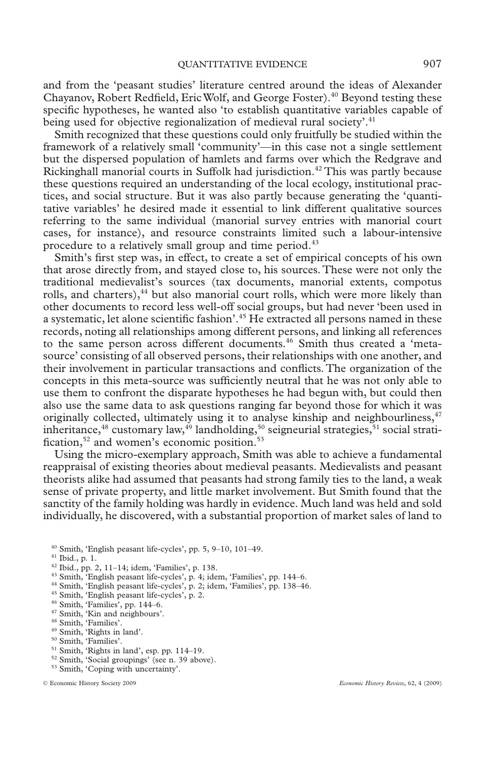and from the 'peasant studies' literature centred around the ideas of Alexander Chayanov, Robert Redfield, Eric Wolf, and George Foster).[40] Beyond testing these specific hypotheses, he wanted also 'to establish quantitative variables capable of being used for objective regionalization of medieval rural society'.[41]

Smith recognized that these questions could only fruitfully be studied within the framework of a relatively small 'community'—in this case not a single settlement but the dispersed population of hamlets and farms over which the Redgrave and Rickinghall manorial courts in Suffolk had jurisdiction.[42] This was partly because these questions required an understanding of the local ecology, institutional practices, and social structure. But it was also partly because generating the 'quantitative variables' he desired made it essential to link different qualitative sources referring to the same individual (manorial survey entries with manorial court cases, for instance), and resource constraints limited such a labour-intensive procedure to a relatively small group and time period.[43]

Smith's first step was, in effect, to create a set of empirical concepts of his own that arose directly from, and stayed close to, his sources. These were not only the traditional medievalist's sources (tax documents, manorial extents, compotus rolls, and charters),[44] but also manorial court rolls, which were more likely than other documents to record less well-off social groups, but had never 'been used in a systematic, let alone scientific fashion'.[45] He extracted all persons named in these records, noting all relationships among different persons, and linking all references to the same person across different documents.[46] Smith thus created a 'meta-source' consisting of all observed persons, their relationships with one another, and their involvement in particular transactions and conflicts. The organization of the concepts in this meta-source was sufficiently neutral that he was not only able to use them to confront the disparate hypotheses he had begun with, but could then also use the same data to ask questions ranging far beyond those for which it was originally collected, ultimately using it to analyse kinship and neighbourliness,[47] inheritance,[48] customary law,[49] landholding,[50] seigneurial strategies,[51] social stratification,[52] and women's economic position.[53]

Using the micro-exemplary approach, Smith was able to achieve a fundamental reappraisal of existing theories about medieval peasants. Medievalists and peasant theorists alike had assumed that peasants had strong family ties to the land, a weak sense of private property, and little market involvement. But Smith found that the sanctity of the family holding was hardly in evidence. Much land was held and sold individually, he discovered, with a substantial proportion of market sales of land to

---

[40] Smith, 'English peasant life-cycles', pp. 5, 9–10, 101–49.

[41] Ibid., p. 1.

[42] Ibid., pp. 2, 11–14; idem, 'Families', p. 138.

[43] Smith, 'English peasant life-cycles', p. 4; idem, 'Families', pp. 144–6.

[44] Smith, 'English peasant life-cycles', p. 2; idem, 'Families', pp. 138–46.

[45] Smith, 'English peasant life-cycles', p. 2.

[46] Smith, 'Families', pp. 144–6.

[47] Smith, 'Kin and neighbours'.

[48] Smith, 'Families'.

[49] Smith, 'Rights in land'.

[50] Smith, 'Families'.

[51] Smith, 'Rights in land', esp. pp. 114–19.

[52] Smith, 'Social groupings' (see n. 39 above).

[53] Smith, 'Coping with uncertainty'.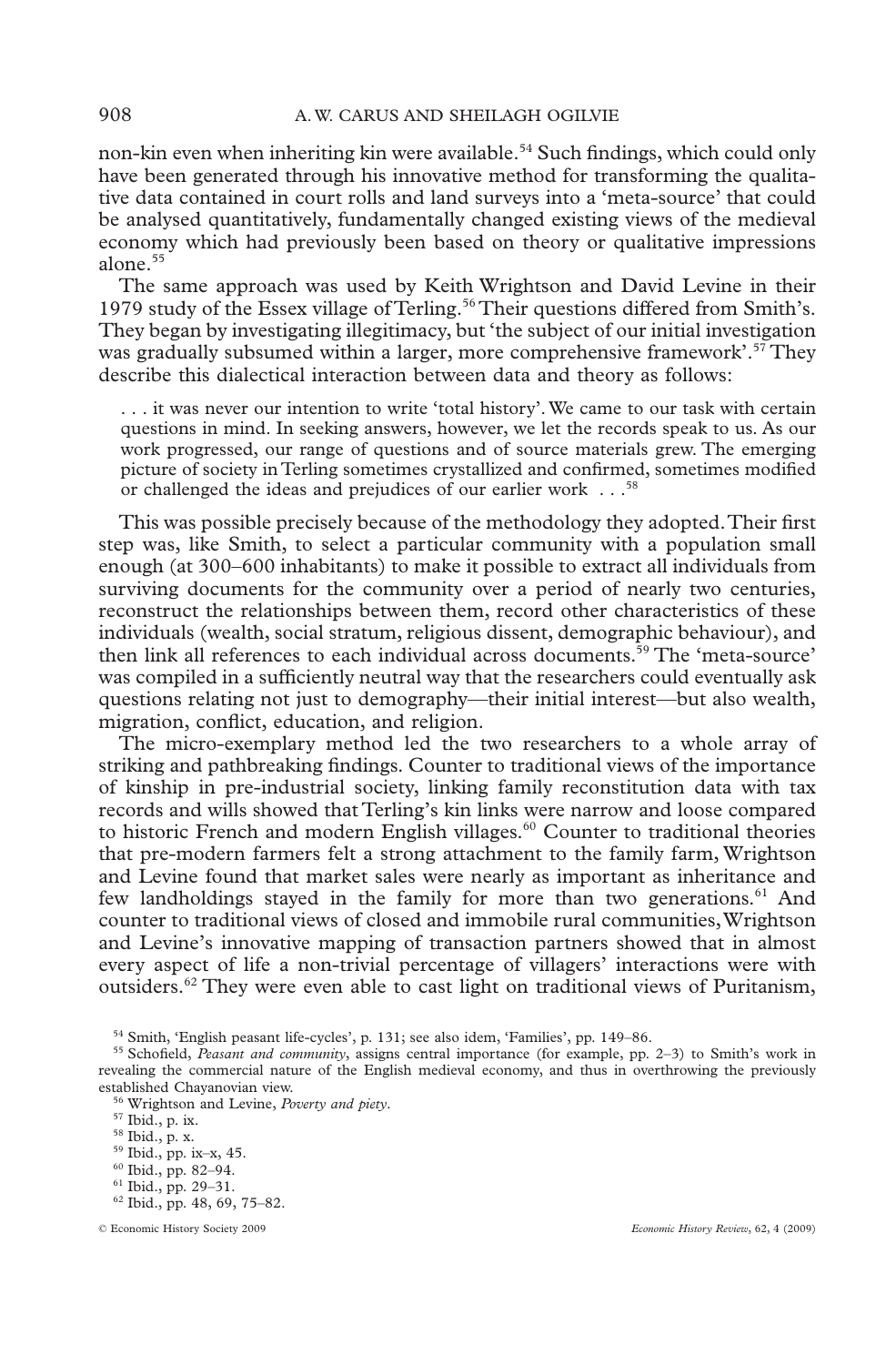non-kin even when inheriting kin were available.[54] Such findings, which could only have been generated through his innovative method for transforming the qualitative data contained in court rolls and land surveys into a 'meta-source' that could be analysed quantitatively, fundamentally changed existing views of the medieval economy which had previously been based on theory or qualitative impressions alone.[55]

The same approach was used by Keith Wrightson and David Levine in their 1979 study of the Essex village of Terling.[56] Their questions differed from Smith's. They began by investigating illegitimacy, but 'the subject of our initial investigation was gradually subsumed within a larger, more comprehensive framework'.[57] They describe this dialectical interaction between data and theory as follows:

> . . . it was never our intention to write 'total history'. We came to our task with certain questions in mind. In seeking answers, however, we let the records speak to us. As our work progressed, our range of questions and of source materials grew. The emerging picture of society in Terling sometimes crystallized and confirmed, sometimes modified or challenged the ideas and prejudices of our earlier work . . .[58]

This was possible precisely because of the methodology they adopted. Their first step was, like Smith, to select a particular community with a population small enough (at 300–600 inhabitants) to make it possible to extract all individuals from surviving documents for the community over a period of nearly two centuries, reconstruct the relationships between them, record other characteristics of these individuals (wealth, social stratum, religious dissent, demographic behaviour), and then link all references to each individual across documents.[59] The 'meta-source' was compiled in a sufficiently neutral way that the researchers could eventually ask questions relating not just to demography—their initial interest—but also wealth, migration, conflict, education, and religion.

The micro-exemplary method led the two researchers to a whole array of striking and pathbreaking findings. Counter to traditional views of the importance of kinship in pre-industrial society, linking family reconstitution data with tax records and wills showed that Terling's kin links were narrow and loose compared to historic French and modern English villages.[60] Counter to traditional theories that pre-modern farmers felt a strong attachment to the family farm, Wrightson and Levine found that market sales were nearly as important as inheritance and few landholdings stayed in the family for more than two generations.[61] And counter to traditional views of closed and immobile rural communities, Wrightson and Levine's innovative mapping of transaction partners showed that in almost every aspect of life a non-trivial percentage of villagers' interactions were with outsiders.[62] They were even able to cast light on traditional views of Puritanism,

---

[54] Smith, 'English peasant life-cycles', p. 131; see also idem, 'Families', pp. 149–86.

[55] Schofield, *Peasant and community*, assigns central importance (for example, pp. 2–3) to Smith's work in revealing the commercial nature of the English medieval economy, and thus in overthrowing the previously established Chayanovian view.

[56] Wrightson and Levine, *Poverty and piety*.

[57] Ibid., p. ix.

[58] Ibid., p. x.

[59] Ibid., pp. ix–x, 45.

[60] Ibid., pp. 82–94.

[61] Ibid., pp. 29–31.

[62] Ibid., pp. 48, 69, 75–82.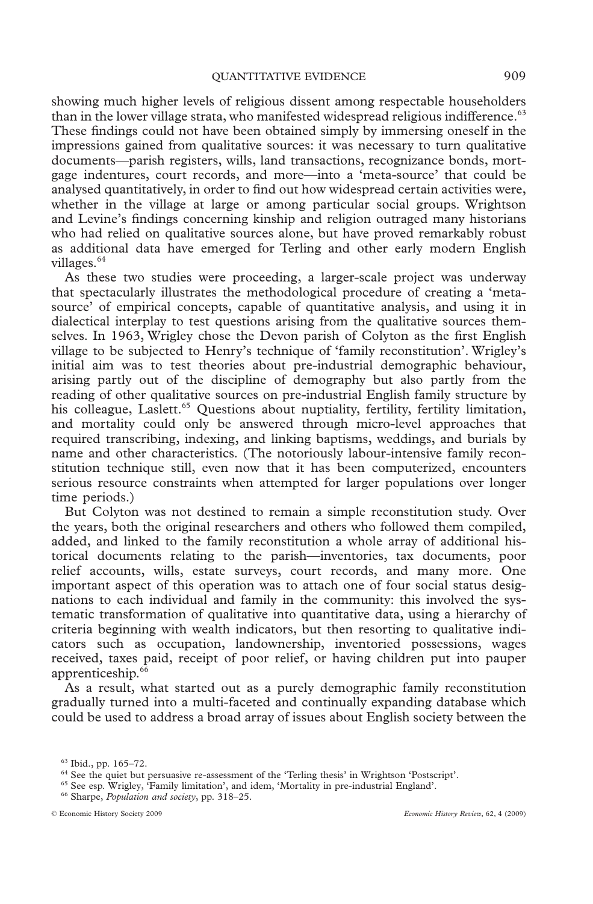showing much higher levels of religious dissent among respectable householders than in the lower village strata, who manifested widespread religious indifference.[63] These findings could not have been obtained simply by immersing oneself in the impressions gained from qualitative sources: it was necessary to turn qualitative documents—parish registers, wills, land transactions, recognizance bonds, mortgage indentures, court records, and more—into a 'meta-source' that could be analysed quantitatively, in order to find out how widespread certain activities were, whether in the village at large or among particular social groups. Wrightson and Levine's findings concerning kinship and religion outraged many historians who had relied on qualitative sources alone, but have proved remarkably robust as additional data have emerged for Terling and other early modern English villages.[64]

As these two studies were proceeding, a larger-scale project was underway that spectacularly illustrates the methodological procedure of creating a 'meta-source' of empirical concepts, capable of quantitative analysis, and using it in dialectical interplay to test questions arising from the qualitative sources themselves. In 1963, Wrigley chose the Devon parish of Colyton as the first English village to be subjected to Henry's technique of 'family reconstitution'. Wrigley's initial aim was to test theories about pre-industrial demographic behaviour, arising partly out of the discipline of demography but also partly from the reading of other qualitative sources on pre-industrial English family structure by his colleague, Laslett.[65] Questions about nuptiality, fertility, fertility limitation, and mortality could only be answered through micro-level approaches that required transcribing, indexing, and linking baptisms, weddings, and burials by name and other characteristics. (The notoriously labour-intensive family reconstitution technique still, even now that it has been computerized, encounters serious resource constraints when attempted for larger populations over longer time periods.)

But Colyton was not destined to remain a simple reconstitution study. Over the years, both the original researchers and others who followed them compiled, added, and linked to the family reconstitution a whole array of additional historical documents relating to the parish—inventories, tax documents, poor relief accounts, wills, estate surveys, court records, and many more. One important aspect of this operation was to attach one of four social status designations to each individual and family in the community: this involved the systematic transformation of qualitative into quantitative data, using a hierarchy of criteria beginning with wealth indicators, but then resorting to qualitative indicators such as occupation, landownership, inventoried possessions, wages received, taxes paid, receipt of poor relief, or having children put into pauper apprenticeship.[66]

As a result, what started out as a purely demographic family reconstitution gradually turned into a multi-faceted and continually expanding database which could be used to address a broad array of issues about English society between the

---

[63] Ibid., pp. 165–72.

[64] See the quiet but persuasive re-assessment of the 'Terling thesis' in Wrightson 'Postscript'.

[65] See esp. Wrigley, 'Family limitation', and idem, 'Mortality in pre-industrial England'.

[66] Sharpe, *Population and society*, pp. 318–25.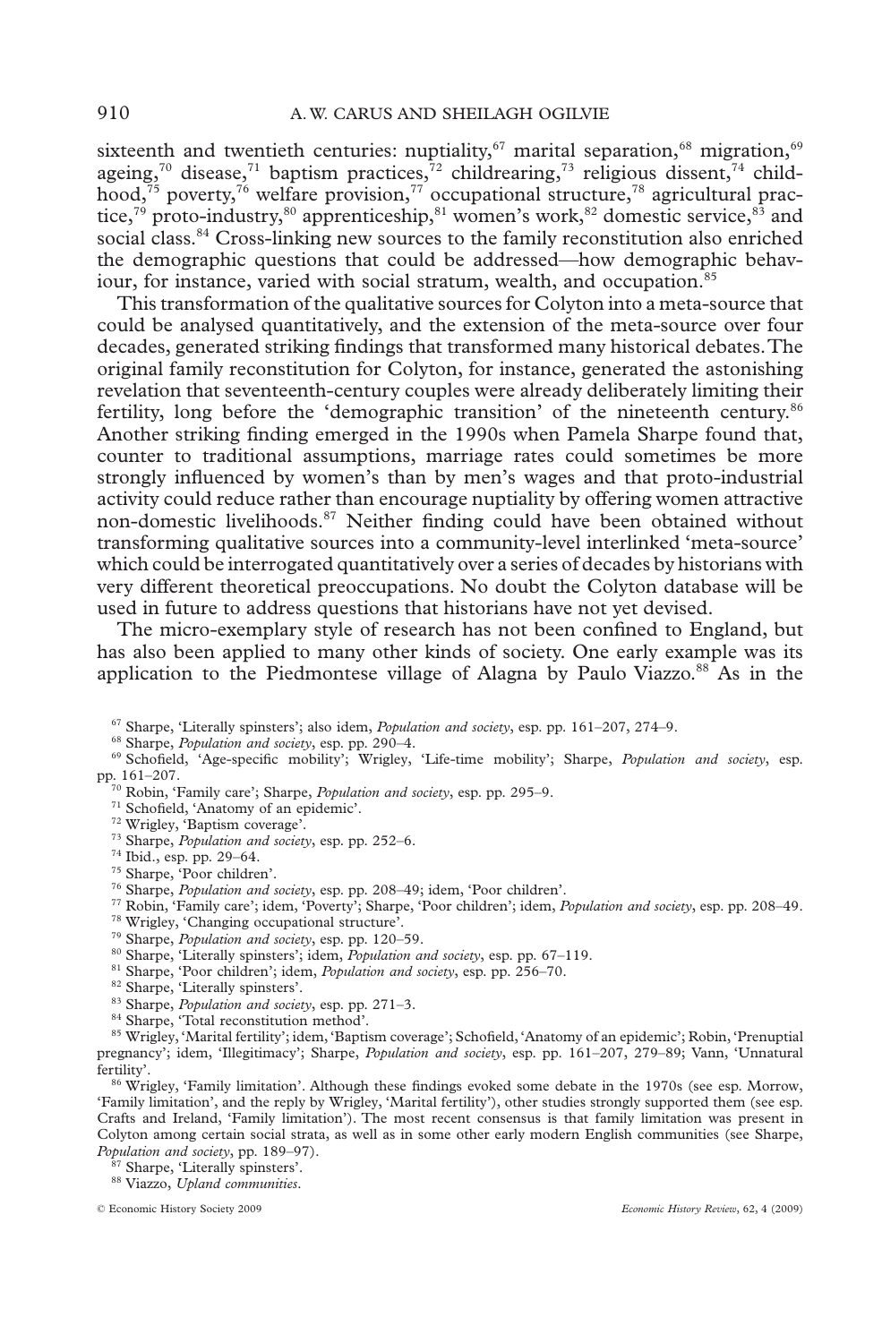sixteenth and twentieth centuries: nuptiality,[67] marital separation,[68] migration,[69] ageing,[70] disease,[71] baptism practices,[72] childrearing,[73] religious dissent,[74] childhood,[75] poverty,[76] welfare provision,[77] occupational structure,[78] agricultural practice,[79] proto-industry,[80] apprenticeship,[81] women's work,[82] domestic service,[83] and social class.[84] Cross-linking new sources to the family reconstitution also enriched the demographic questions that could be addressed—how demographic behaviour, for instance, varied with social stratum, wealth, and occupation.[85]

This transformation of the qualitative sources for Colyton into a meta-source that could be analysed quantitatively, and the extension of the meta-source over four decades, generated striking findings that transformed many historical debates. The original family reconstitution for Colyton, for instance, generated the astonishing revelation that seventeenth-century couples were already deliberately limiting their fertility, long before the 'demographic transition' of the nineteenth century.[86] Another striking finding emerged in the 1990s when Pamela Sharpe found that, counter to traditional assumptions, marriage rates could sometimes be more strongly influenced by women's than by men's wages and that proto-industrial activity could reduce rather than encourage nuptiality by offering women attractive non-domestic livelihoods.[87] Neither finding could have been obtained without transforming qualitative sources into a community-level interlinked 'meta-source' which could be interrogated quantitatively over a series of decades by historians with very different theoretical preoccupations. No doubt the Colyton database will be used in future to address questions that historians have not yet devised.

The micro-exemplary style of research has not been confined to England, but has also been applied to many other kinds of society. One early example was its application to the Piedmontese village of Alagna by Paulo Viazzo.[88] As in the

---

[67] Sharpe, 'Literally spinsters'; also idem, *Population and society*, esp. pp. 161–207, 274–9.

[68] Sharpe, *Population and society*, esp. pp. 290–4.

[69] Schofield, 'Age-specific mobility'; Wrigley, 'Life-time mobility'; Sharpe, *Population and society*, esp. pp. 161–207.

[70] Robin, 'Family care'; Sharpe, *Population and society*, esp. pp. 295–9.

[71] Schofield, 'Anatomy of an epidemic'.

[72] Wrigley, 'Baptism coverage'.

[73] Sharpe, *Population and society*, esp. pp. 252–6.

[74] Ibid., esp. pp. 29–64.

[75] Sharpe, 'Poor children'.

[76] Sharpe, *Population and society*, esp. pp. 208–49; idem, 'Poor children'.

[77] Robin, 'Family care'; idem, 'Poverty'; Sharpe, 'Poor children'; idem, *Population and society*, esp. pp. 208–49.

[78] Wrigley, 'Changing occupational structure'.

[79] Sharpe, *Population and society*, esp. pp. 120–59.

[80] Sharpe, 'Literally spinsters'; idem, *Population and society*, esp. pp. 67–119.

[81] Sharpe, 'Poor children'; idem, *Population and society*, esp. pp. 256–70.

[82] Sharpe, 'Literally spinsters'.

[83] Sharpe, *Population and society*, esp. pp. 271–3.

[84] Sharpe, 'Total reconstitution method'.

[85] Wrigley, 'Marital fertility'; idem, 'Baptism coverage'; Schofield, 'Anatomy of an epidemic'; Robin, 'Prenuptial pregnancy'; idem, 'Illegitimacy'; Sharpe, *Population and society*, esp. pp. 161–207, 279–89; Vann, 'Unnatural fertility'.

[86] Wrigley, 'Family limitation'. Although these findings evoked some debate in the 1970s (see esp. Morrow, 'Family limitation', and the reply by Wrigley, 'Marital fertility'), other studies strongly supported them (see esp. Crafts and Ireland, 'Family limitation'). The most recent consensus is that family limitation was present in Colyton among certain social strata, as well as in some other early modern English communities (see Sharpe, *Population and society*, pp. 189–97).

[87] Sharpe, 'Literally spinsters'.

[88] Viazzo, *Upland communities*.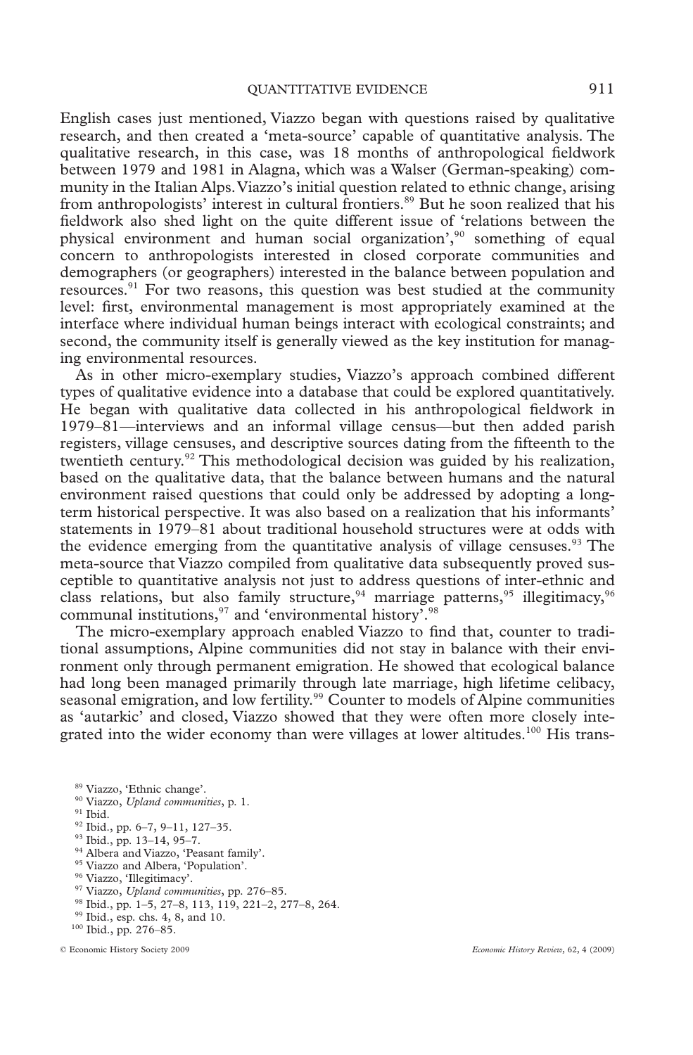English cases just mentioned, Viazzo began with questions raised by qualitative research, and then created a 'meta-source' capable of quantitative analysis. The qualitative research, in this case, was 18 months of anthropological fieldwork between 1979 and 1981 in Alagna, which was a Walser (German-speaking) community in the Italian Alps. Viazzo's initial question related to ethnic change, arising from anthropologists' interest in cultural frontiers.[89] But he soon realized that his fieldwork also shed light on the quite different issue of 'relations between the physical environment and human social organization',[90] something of equal concern to anthropologists interested in closed corporate communities and demographers (or geographers) interested in the balance between population and resources.[91] For two reasons, this question was best studied at the community level: first, environmental management is most appropriately examined at the interface where individual human beings interact with ecological constraints; and second, the community itself is generally viewed as the key institution for managing environmental resources.

As in other micro-exemplary studies, Viazzo's approach combined different types of qualitative evidence into a database that could be explored quantitatively. He began with qualitative data collected in his anthropological fieldwork in 1979–81—interviews and an informal village census—but then added parish registers, village censuses, and descriptive sources dating from the fifteenth to the twentieth century.[92] This methodological decision was guided by his realization, based on the qualitative data, that the balance between humans and the natural environment raised questions that could only be addressed by adopting a long-term historical perspective. It was also based on a realization that his informants' statements in 1979–81 about traditional household structures were at odds with the evidence emerging from the quantitative analysis of village censuses.[93] The meta-source that Viazzo compiled from qualitative data subsequently proved susceptible to quantitative analysis not just to address questions of inter-ethnic and class relations, but also family structure,[94] marriage patterns,[95] illegitimacy,[96] communal institutions,[97] and 'environmental history'.[98]

The micro-exemplary approach enabled Viazzo to find that, counter to traditional assumptions, Alpine communities did not stay in balance with their environment only through permanent emigration. He showed that ecological balance had long been managed primarily through late marriage, high lifetime celibacy, seasonal emigration, and low fertility.[99] Counter to models of Alpine communities as 'autarkic' and closed, Viazzo showed that they were often more closely integrated into the wider economy than were villages at lower altitudes.[100] His trans-

[89] Viazzo, 'Ethnic change'.
[90] Viazzo, *Upland communities*, p. 1.
[91] Ibid.
[92] Ibid., pp. 6–7, 9–11, 127–35.
[93] Ibid., pp. 13–14, 95–7.
[94] Albera and Viazzo, 'Peasant family'.
[95] Viazzo and Albera, 'Population'.
[96] Viazzo, 'Illegitimacy'.
[97] Viazzo, *Upland communities*, pp. 276–85.
[98] Ibid., pp. 1–5, 27–8, 113, 119, 221–2, 277–8, 264.
[99] Ibid., esp. chs. 4, 8, and 10.
[100] Ibid., pp. 276–85.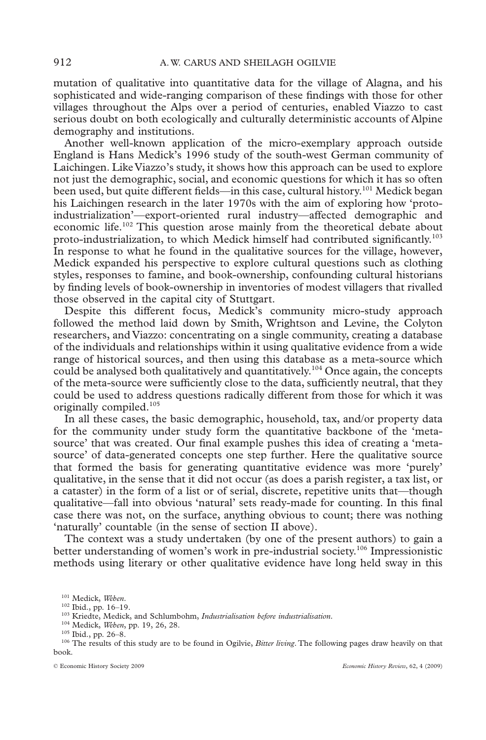mutation of qualitative into quantitative data for the village of Alagna, and his sophisticated and wide-ranging comparison of these findings with those for other villages throughout the Alps over a period of centuries, enabled Viazzo to cast serious doubt on both ecologically and culturally deterministic accounts of Alpine demography and institutions.

Another well-known application of the micro-exemplary approach outside England is Hans Medick's 1996 study of the south-west German community of Laichingen. Like Viazzo's study, it shows how this approach can be used to explore not just the demographic, social, and economic questions for which it has so often been used, but quite different fields—in this case, cultural history.[101] Medick began his Laichingen research in the later 1970s with the aim of exploring how 'proto-industrialization'—export-oriented rural industry—affected demographic and economic life.[102] This question arose mainly from the theoretical debate about proto-industrialization, to which Medick himself had contributed significantly.[103] In response to what he found in the qualitative sources for the village, however, Medick expanded his perspective to explore cultural questions such as clothing styles, responses to famine, and book-ownership, confounding cultural historians by finding levels of book-ownership in inventories of modest villagers that rivalled those observed in the capital city of Stuttgart.

Despite this different focus, Medick's community micro-study approach followed the method laid down by Smith, Wrightson and Levine, the Colyton researchers, and Viazzo: concentrating on a single community, creating a database of the individuals and relationships within it using qualitative evidence from a wide range of historical sources, and then using this database as a meta-source which could be analysed both qualitatively and quantitatively.[104] Once again, the concepts of the meta-source were sufficiently close to the data, sufficiently neutral, that they could be used to address questions radically different from those for which it was originally compiled.[105]

In all these cases, the basic demographic, household, tax, and/or property data for the community under study form the quantitative backbone of the 'meta-source' that was created. Our final example pushes this idea of creating a 'meta-source' of data-generated concepts one step further. Here the qualitative source that formed the basis for generating quantitative evidence was more 'purely' qualitative, in the sense that it did not occur (as does a parish register, a tax list, or a cataster) in the form of a list or of serial, discrete, repetitive units that—though qualitative—fall into obvious 'natural' sets ready-made for counting. In this final case there was not, on the surface, anything obvious to count; there was nothing 'naturally' countable (in the sense of section II above).

The context was a study undertaken (by one of the present authors) to gain a better understanding of women's work in pre-industrial society.[106] Impressionistic methods using literary or other qualitative evidence have long held sway in this

---

[101] Medick, *Weben*.

[102] Ibid., pp. 16–19.

[103] Kriedte, Medick, and Schlumbohm, *Industrialisation before industrialisation*.

[104] Medick, *Weben*, pp. 19, 26, 28.

[105] Ibid., pp. 26–8.

[106] The results of this study are to be found in Ogilvie, *Bitter living*. The following pages draw heavily on that book.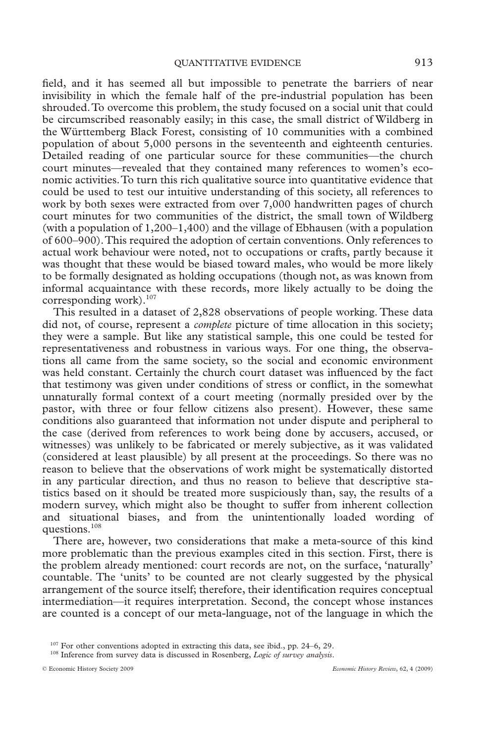field, and it has seemed all but impossible to penetrate the barriers of near invisibility in which the female half of the pre-industrial population has been shrouded. To overcome this problem, the study focused on a social unit that could be circumscribed reasonably easily; in this case, the small district of Wildberg in the Württemberg Black Forest, consisting of 10 communities with a combined population of about 5,000 persons in the seventeenth and eighteenth centuries. Detailed reading of one particular source for these communities—the church court minutes—revealed that they contained many references to women's economic activities. To turn this rich qualitative source into quantitative evidence that could be used to test our intuitive understanding of this society, all references to work by both sexes were extracted from over 7,000 handwritten pages of church court minutes for two communities of the district, the small town of Wildberg (with a population of 1,200–1,400) and the village of Ebhausen (with a population of 600–900). This required the adoption of certain conventions. Only references to actual work behaviour were noted, not to occupations or crafts, partly because it was thought that these would be biased toward males, who would be more likely to be formally designated as holding occupations (though not, as was known from informal acquaintance with these records, more likely actually to be doing the corresponding work).[107]

This resulted in a dataset of 2,828 observations of people working. These data did not, of course, represent a *complete* picture of time allocation in this society; they were a sample. But like any statistical sample, this one could be tested for representativeness and robustness in various ways. For one thing, the observations all came from the same society, so the social and economic environment was held constant. Certainly the church court dataset was influenced by the fact that testimony was given under conditions of stress or conflict, in the somewhat unnaturally formal context of a court meeting (normally presided over by the pastor, with three or four fellow citizens also present). However, these same conditions also guaranteed that information not under dispute and peripheral to the case (derived from references to work being done by accusers, accused, or witnesses) was unlikely to be fabricated or merely subjective, as it was validated (considered at least plausible) by all present at the proceedings. So there was no reason to believe that the observations of work might be systematically distorted in any particular direction, and thus no reason to believe that descriptive statistics based on it should be treated more suspiciously than, say, the results of a modern survey, which might also be thought to suffer from inherent collection and situational biases, and from the unintentionally loaded wording of questions.[108]

There are, however, two considerations that make a meta-source of this kind more problematic than the previous examples cited in this section. First, there is the problem already mentioned: court records are not, on the surface, 'naturally' countable. The 'units' to be counted are not clearly suggested by the physical arrangement of the source itself; therefore, their identification requires conceptual intermediation—it requires interpretation. Second, the concept whose instances are counted is a concept of our meta-language, not of the language in which the

[107] For other conventions adopted in extracting this data, see ibid., pp. 24–6, 29.

[108] Inference from survey data is discussed in Rosenberg, *Logic of survey analysis*.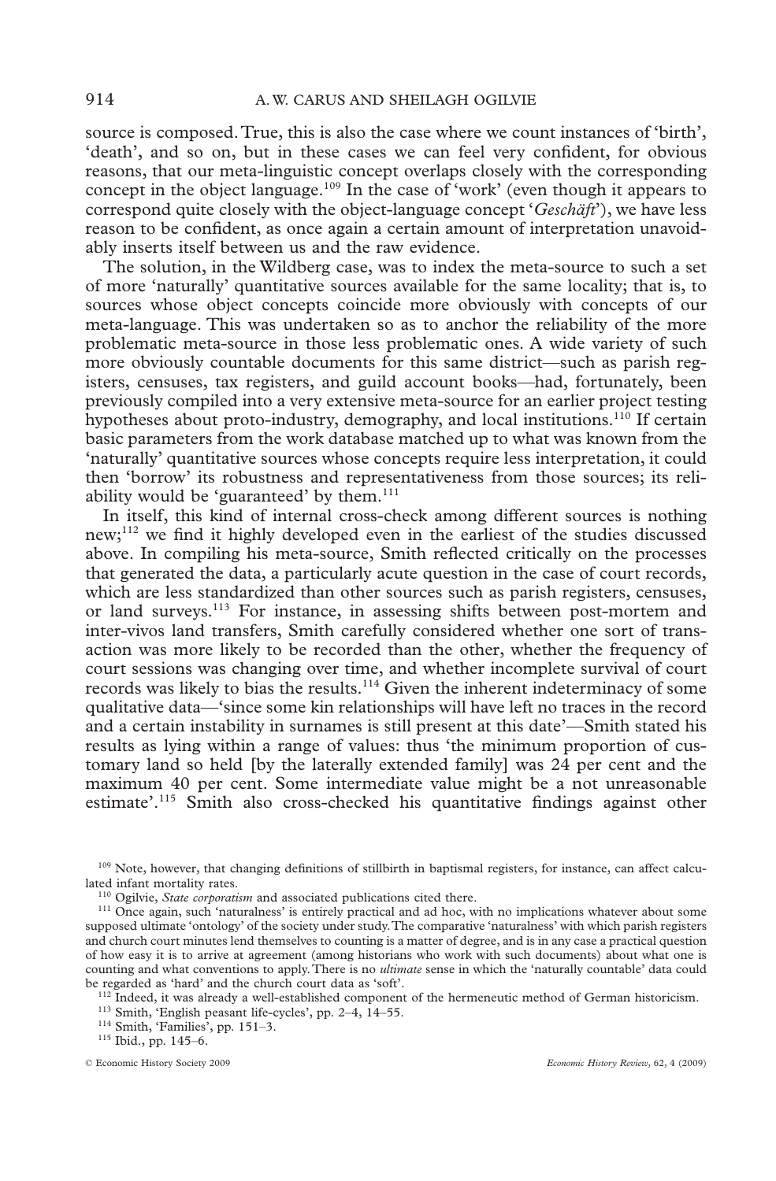source is composed. True, this is also the case where we count instances of 'birth', 'death', and so on, but in these cases we can feel very confident, for obvious reasons, that our meta-linguistic concept overlaps closely with the corresponding concept in the object language.[109] In the case of 'work' (even though it appears to correspond quite closely with the object-language concept '*Geschäft*'), we have less reason to be confident, as once again a certain amount of interpretation unavoidably inserts itself between us and the raw evidence.

The solution, in the Wildberg case, was to index the meta-source to such a set of more 'naturally' quantitative sources available for the same locality; that is, to sources whose object concepts coincide more obviously with concepts of our meta-language. This was undertaken so as to anchor the reliability of the more problematic meta-source in those less problematic ones. A wide variety of such more obviously countable documents for this same district—such as parish registers, censuses, tax registers, and guild account books—had, fortunately, been previously compiled into a very extensive meta-source for an earlier project testing hypotheses about proto-industry, demography, and local institutions.[110] If certain basic parameters from the work database matched up to what was known from the 'naturally' quantitative sources whose concepts require less interpretation, it could then 'borrow' its robustness and representativeness from those sources; its reliability would be 'guaranteed' by them.[111]

In itself, this kind of internal cross-check among different sources is nothing new;[112] we find it highly developed even in the earliest of the studies discussed above. In compiling his meta-source, Smith reflected critically on the processes that generated the data, a particularly acute question in the case of court records, which are less standardized than other sources such as parish registers, censuses, or land surveys.[113] For instance, in assessing shifts between post-mortem and inter-vivos land transfers, Smith carefully considered whether one sort of transaction was more likely to be recorded than the other, whether the frequency of court sessions was changing over time, and whether incomplete survival of court records was likely to bias the results.[114] Given the inherent indeterminacy of some qualitative data—'since some kin relationships will have left no traces in the record and a certain instability in surnames is still present at this date'—Smith stated his results as lying within a range of values: thus 'the minimum proportion of customary land so held [by the laterally extended family] was 24 per cent and the maximum 40 per cent. Some intermediate value might be a not unreasonable estimate'.[115] Smith also cross-checked his quantitative findings against other

---

[109] Note, however, that changing definitions of stillbirth in baptismal registers, for instance, can affect calculated infant mortality rates.

[110] Ogilvie, *State corporatism* and associated publications cited there.

[111] Once again, such 'naturalness' is entirely practical and ad hoc, with no implications whatever about some supposed ultimate 'ontology' of the society under study. The comparative 'naturalness' with which parish registers and church court minutes lend themselves to counting is a matter of degree, and is in any case a practical question of how easy it is to arrive at agreement (among historians who work with such documents) about what one is counting and what conventions to apply. There is no *ultimate* sense in which the 'naturally countable' data could be regarded as 'hard' and the church court data as 'soft'.

[112] Indeed, it was already a well-established component of the hermeneutic method of German historicism.

[113] Smith, 'English peasant life-cycles', pp. 2–4, 14–55.

[114] Smith, 'Families', pp. 151–3.

[115] Ibid., pp. 145–6.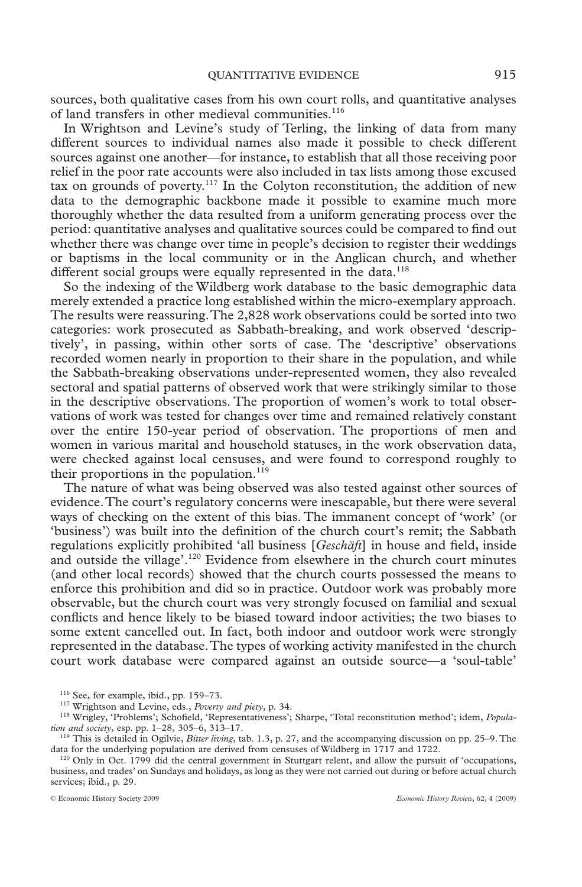sources, both qualitative cases from his own court rolls, and quantitative analyses of land transfers in other medieval communities.[116]

In Wrightson and Levine's study of Terling, the linking of data from many different sources to individual names also made it possible to check different sources against one another—for instance, to establish that all those receiving poor relief in the poor rate accounts were also included in tax lists among those excused tax on grounds of poverty.[117] In the Colyton reconstitution, the addition of new data to the demographic backbone made it possible to examine much more thoroughly whether the data resulted from a uniform generating process over the period: quantitative analyses and qualitative sources could be compared to find out whether there was change over time in people's decision to register their weddings or baptisms in the local community or in the Anglican church, and whether different social groups were equally represented in the data.[118]

So the indexing of the Wildberg work database to the basic demographic data merely extended a practice long established within the micro-exemplary approach. The results were reassuring. The 2,828 work observations could be sorted into two categories: work prosecuted as Sabbath-breaking, and work observed 'descriptively', in passing, within other sorts of case. The 'descriptive' observations recorded women nearly in proportion to their share in the population, and while the Sabbath-breaking observations under-represented women, they also revealed sectoral and spatial patterns of observed work that were strikingly similar to those in the descriptive observations. The proportion of women's work to total observations of work was tested for changes over time and remained relatively constant over the entire 150-year period of observation. The proportions of men and women in various marital and household statuses, in the work observation data, were checked against local censuses, and were found to correspond roughly to their proportions in the population.[119]

The nature of what was being observed was also tested against other sources of evidence. The court's regulatory concerns were inescapable, but there were several ways of checking on the extent of this bias. The immanent concept of 'work' (or 'business') was built into the definition of the church court's remit; the Sabbath regulations explicitly prohibited 'all business [*Geschäft*] in house and field, inside and outside the village'.[120] Evidence from elsewhere in the church court minutes (and other local records) showed that the church courts possessed the means to enforce this prohibition and did so in practice. Outdoor work was probably more observable, but the church court was very strongly focused on familial and sexual conflicts and hence likely to be biased toward indoor activities; the two biases to some extent cancelled out. In fact, both indoor and outdoor work were strongly represented in the database. The types of working activity manifested in the church court work database were compared against an outside source—a 'soul-table'

[116] See, for example, ibid., pp. 159–73.

[117] Wrightson and Levine, eds., *Poverty and piety*, p. 34.

[118] Wrigley, 'Problems'; Schofield, 'Representativeness'; Sharpe, 'Total reconstitution method'; idem, *Population and society*, esp. pp. 1–28, 305–6, 313–17.

[119] This is detailed in Ogilvie, *Bitter living*, tab. 1.3, p. 27, and the accompanying discussion on pp. 25–9. The data for the underlying population are derived from censuses of Wildberg in 1717 and 1722.

[120] Only in Oct. 1799 did the central government in Stuttgart relent, and allow the pursuit of 'occupations, business, and trades' on Sundays and holidays, as long as they were not carried out during or before actual church services; ibid., p. 29.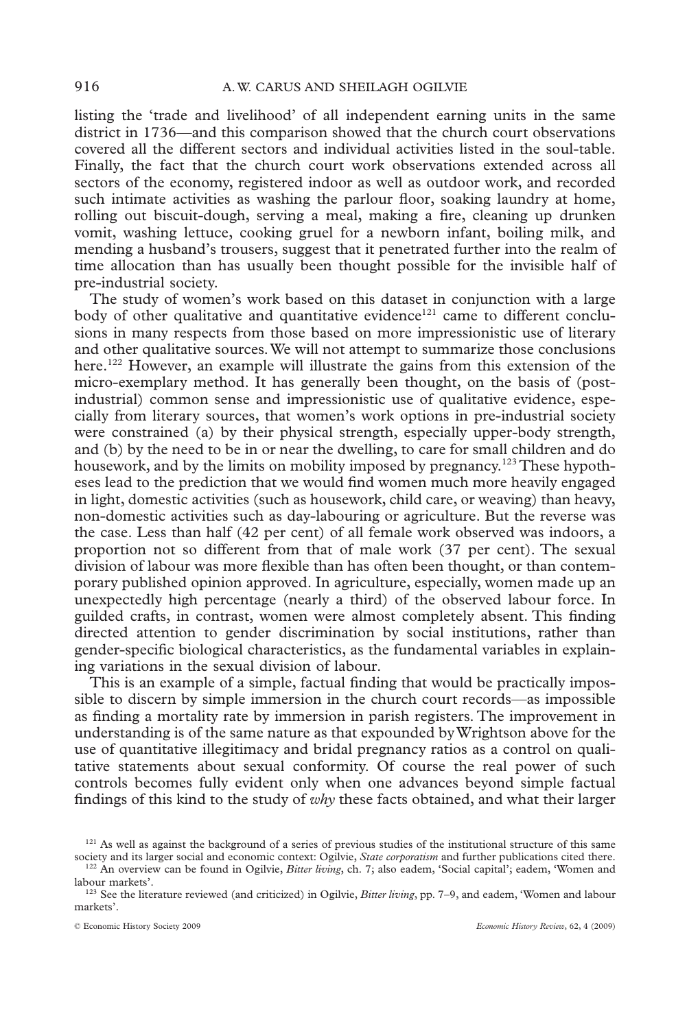listing the 'trade and livelihood' of all independent earning units in the same district in 1736—and this comparison showed that the church court observations covered all the different sectors and individual activities listed in the soul-table. Finally, the fact that the church court work observations extended across all sectors of the economy, registered indoor as well as outdoor work, and recorded such intimate activities as washing the parlour floor, soaking laundry at home, rolling out biscuit-dough, serving a meal, making a fire, cleaning up drunken vomit, washing lettuce, cooking gruel for a newborn infant, boiling milk, and mending a husband's trousers, suggest that it penetrated further into the realm of time allocation than has usually been thought possible for the invisible half of pre-industrial society.

The study of women's work based on this dataset in conjunction with a large body of other qualitative and quantitative evidence[121] came to different conclusions in many respects from those based on more impressionistic use of literary and other qualitative sources. We will not attempt to summarize those conclusions here.[122] However, an example will illustrate the gains from this extension of the micro-exemplary method. It has generally been thought, on the basis of (post-industrial) common sense and impressionistic use of qualitative evidence, especially from literary sources, that women's work options in pre-industrial society were constrained (a) by their physical strength, especially upper-body strength, and (b) by the need to be in or near the dwelling, to care for small children and do housework, and by the limits on mobility imposed by pregnancy.[123] These hypotheses lead to the prediction that we would find women much more heavily engaged in light, domestic activities (such as housework, child care, or weaving) than heavy, non-domestic activities such as day-labouring or agriculture. But the reverse was the case. Less than half (42 per cent) of all female work observed was indoors, a proportion not so different from that of male work (37 per cent). The sexual division of labour was more flexible than has often been thought, or than contemporary published opinion approved. In agriculture, especially, women made up an unexpectedly high percentage (nearly a third) of the observed labour force. In guilded crafts, in contrast, women were almost completely absent. This finding directed attention to gender discrimination by social institutions, rather than gender-specific biological characteristics, as the fundamental variables in explaining variations in the sexual division of labour.

This is an example of a simple, factual finding that would be practically impossible to discern by simple immersion in the church court records—as impossible as finding a mortality rate by immersion in parish registers. The improvement in understanding is of the same nature as that expounded by Wrightson above for the use of quantitative illegitimacy and bridal pregnancy ratios as a control on qualitative statements about sexual conformity. Of course the real power of such controls becomes fully evident only when one advances beyond simple factual findings of this kind to the study of *why* these facts obtained, and what their larger

[121] As well as against the background of a series of previous studies of the institutional structure of this same society and its larger social and economic context: Ogilvie, *State corporatism* and further publications cited there.

[122] An overview can be found in Ogilvie, *Bitter living*, ch. 7; also eadem, 'Social capital'; eadem, 'Women and labour markets'.

[123] See the literature reviewed (and criticized) in Ogilvie, *Bitter living*, pp. 7–9, and eadem, 'Women and labour markets'.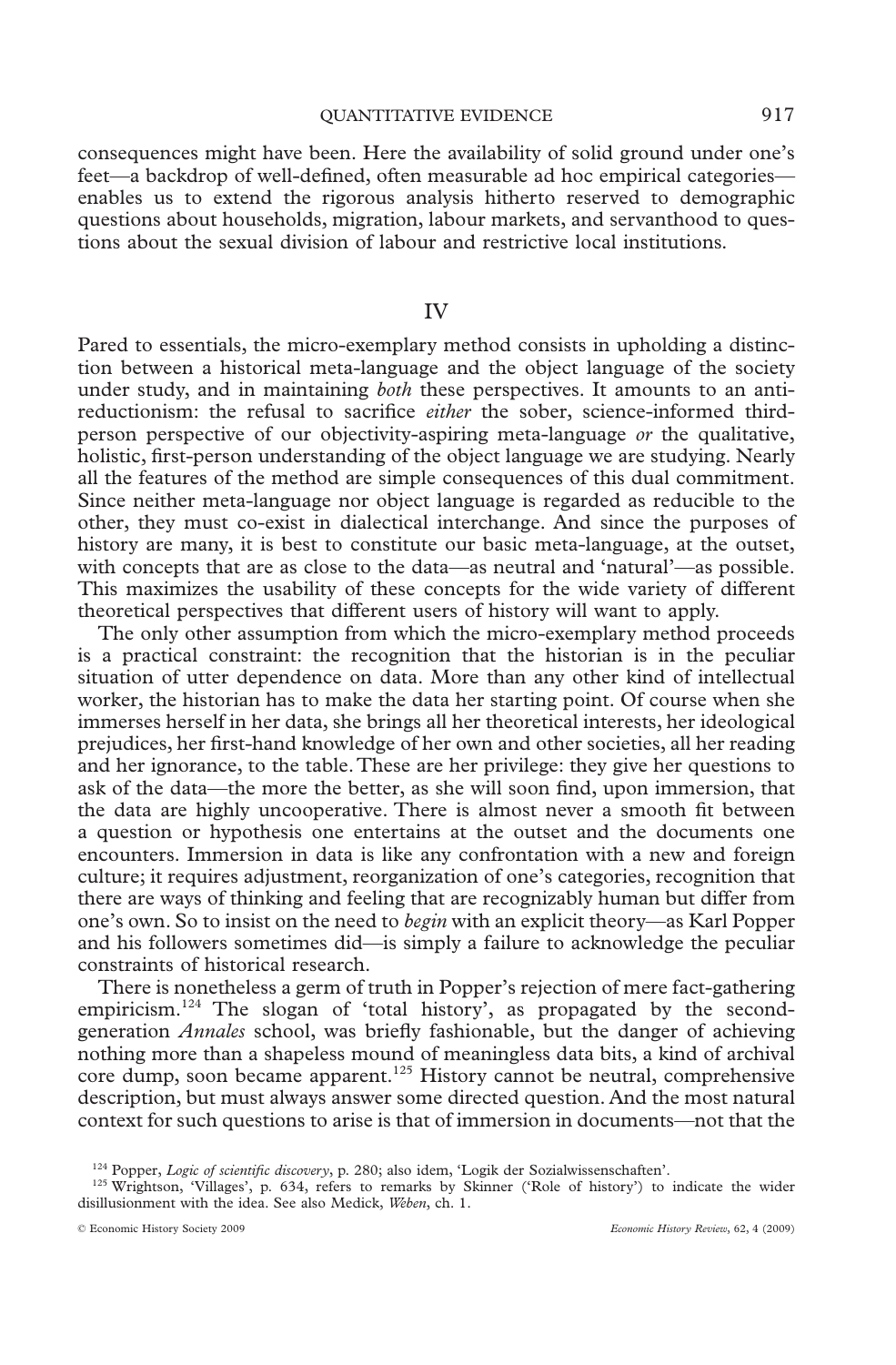consequences might have been. Here the availability of solid ground under one's feet—a backdrop of well-defined, often measurable ad hoc empirical categories—enables us to extend the rigorous analysis hitherto reserved to demographic questions about households, migration, labour markets, and servanthood to questions about the sexual division of labour and restrictive local institutions.

## IV

Pared to essentials, the micro-exemplary method consists in upholding a distinction between a historical meta-language and the object language of the society under study, and in maintaining *both* these perspectives. It amounts to an anti-reductionism: the refusal to sacrifice *either* the sober, science-informed third-person perspective of our objectivity-aspiring meta-language *or* the qualitative, holistic, first-person understanding of the object language we are studying. Nearly all the features of the method are simple consequences of this dual commitment. Since neither meta-language nor object language is regarded as reducible to the other, they must co-exist in dialectical interchange. And since the purposes of history are many, it is best to constitute our basic meta-language, at the outset, with concepts that are as close to the data—as neutral and 'natural'—as possible. This maximizes the usability of these concepts for the wide variety of different theoretical perspectives that different users of history will want to apply.

The only other assumption from which the micro-exemplary method proceeds is a practical constraint: the recognition that the historian is in the peculiar situation of utter dependence on data. More than any other kind of intellectual worker, the historian has to make the data her starting point. Of course when she immerses herself in her data, she brings all her theoretical interests, her ideological prejudices, her first-hand knowledge of her own and other societies, all her reading and her ignorance, to the table. These are her privilege: they give her questions to ask of the data—the more the better, as she will soon find, upon immersion, that the data are highly uncooperative. There is almost never a smooth fit between a question or hypothesis one entertains at the outset and the documents one encounters. Immersion in data is like any confrontation with a new and foreign culture; it requires adjustment, reorganization of one's categories, recognition that there are ways of thinking and feeling that are recognizably human but differ from one's own. So to insist on the need to *begin* with an explicit theory—as Karl Popper and his followers sometimes did—is simply a failure to acknowledge the peculiar constraints of historical research.

There is nonetheless a germ of truth in Popper's rejection of mere fact-gathering empiricism.[124] The slogan of 'total history', as propagated by the second-generation *Annales* school, was briefly fashionable, but the danger of achieving nothing more than a shapeless mound of meaningless data bits, a kind of archival core dump, soon became apparent.[125] History cannot be neutral, comprehensive description, but must always answer some directed question. And the most natural context for such questions to arise is that of immersion in documents—not that the

[124] Popper, *Logic of scientific discovery*, p. 280; also idem, 'Logik der Sozialwissenschaften'.

[125] Wrightson, 'Villages', p. 634, refers to remarks by Skinner ('Role of history') to indicate the wider disillusionment with the idea. See also Medick, *Weben*, ch. 1.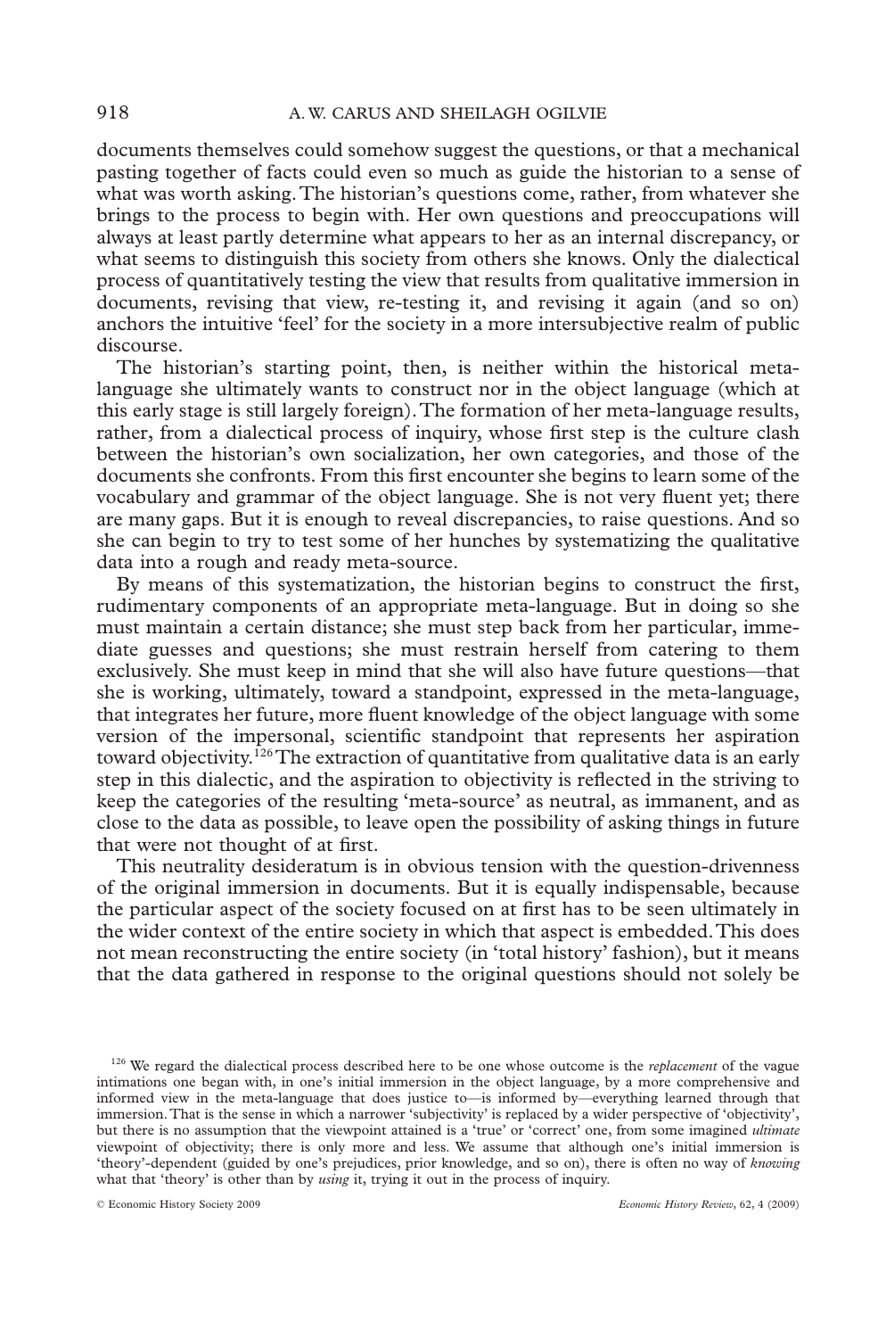documents themselves could somehow suggest the questions, or that a mechanical pasting together of facts could even so much as guide the historian to a sense of what was worth asking. The historian's questions come, rather, from whatever she brings to the process to begin with. Her own questions and preoccupations will always at least partly determine what appears to her as an internal discrepancy, or what seems to distinguish this society from others she knows. Only the dialectical process of quantitatively testing the view that results from qualitative immersion in documents, revising that view, re-testing it, and revising it again (and so on) anchors the intuitive 'feel' for the society in a more intersubjective realm of public discourse.

The historian's starting point, then, is neither within the historical meta-language she ultimately wants to construct nor in the object language (which at this early stage is still largely foreign). The formation of her meta-language results, rather, from a dialectical process of inquiry, whose first step is the culture clash between the historian's own socialization, her own categories, and those of the documents she confronts. From this first encounter she begins to learn some of the vocabulary and grammar of the object language. She is not very fluent yet; there are many gaps. But it is enough to reveal discrepancies, to raise questions. And so she can begin to try to test some of her hunches by systematizing the qualitative data into a rough and ready meta-source.

By means of this systematization, the historian begins to construct the first, rudimentary components of an appropriate meta-language. But in doing so she must maintain a certain distance; she must step back from her particular, immediate guesses and questions; she must restrain herself from catering to them exclusively. She must keep in mind that she will also have future questions—that she is working, ultimately, toward a standpoint, expressed in the meta-language, that integrates her future, more fluent knowledge of the object language with some version of the impersonal, scientific standpoint that represents her aspiration toward objectivity.[126] The extraction of quantitative from qualitative data is an early step in this dialectic, and the aspiration to objectivity is reflected in the striving to keep the categories of the resulting 'meta-source' as neutral, as immanent, and as close to the data as possible, to leave open the possibility of asking things in future that were not thought of at first.

This neutrality desideratum is in obvious tension with the question-drivenness of the original immersion in documents. But it is equally indispensable, because the particular aspect of the society focused on at first has to be seen ultimately in the wider context of the entire society in which that aspect is embedded. This does not mean reconstructing the entire society (in 'total history' fashion), but it means that the data gathered in response to the original questions should not solely be

[126] We regard the dialectical process described here to be one whose outcome is the *replacement* of the vague intimations one began with, in one's initial immersion in the object language, by a more comprehensive and informed view in the meta-language that does justice to—is informed by—everything learned through that immersion. That is the sense in which a narrower 'subjectivity' is replaced by a wider perspective of 'objectivity', but there is no assumption that the viewpoint attained is a 'true' or 'correct' one, from some imagined *ultimate* viewpoint of objectivity; there is only more and less. We assume that although one's initial immersion is 'theory'-dependent (guided by one's prejudices, prior knowledge, and so on), there is often no way of *knowing* what that 'theory' is other than by *using* it, trying it out in the process of inquiry.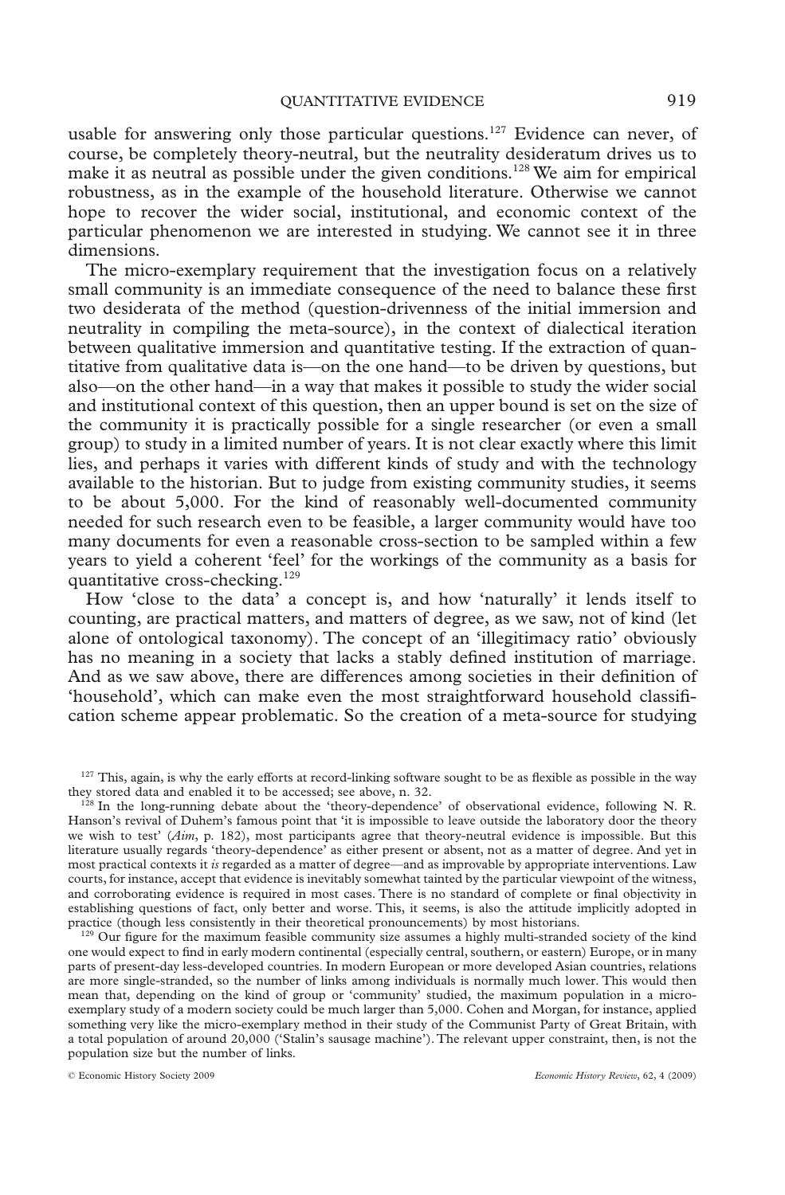usable for answering only those particular questions.[127] Evidence can never, of course, be completely theory-neutral, but the neutrality desideratum drives us to make it as neutral as possible under the given conditions.[128] We aim for empirical robustness, as in the example of the household literature. Otherwise we cannot hope to recover the wider social, institutional, and economic context of the particular phenomenon we are interested in studying. We cannot see it in three dimensions.

The micro-exemplary requirement that the investigation focus on a relatively small community is an immediate consequence of the need to balance these first two desiderata of the method (question-drivenness of the initial immersion and neutrality in compiling the meta-source), in the context of dialectical iteration between qualitative immersion and quantitative testing. If the extraction of quantitative from qualitative data is—on the one hand—to be driven by questions, but also—on the other hand—in a way that makes it possible to study the wider social and institutional context of this question, then an upper bound is set on the size of the community it is practically possible for a single researcher (or even a small group) to study in a limited number of years. It is not clear exactly where this limit lies, and perhaps it varies with different kinds of study and with the technology available to the historian. But to judge from existing community studies, it seems to be about 5,000. For the kind of reasonably well-documented community needed for such research even to be feasible, a larger community would have too many documents for even a reasonable cross-section to be sampled within a few years to yield a coherent 'feel' for the workings of the community as a basis for quantitative cross-checking.[129]

How 'close to the data' a concept is, and how 'naturally' it lends itself to counting, are practical matters, and matters of degree, as we saw, not of kind (let alone of ontological taxonomy). The concept of an 'illegitimacy ratio' obviously has no meaning in a society that lacks a stably defined institution of marriage. And as we saw above, there are differences among societies in their definition of 'household', which can make even the most straightforward household classification scheme appear problematic. So the creation of a meta-source for studying

[127] This, again, is why the early efforts at record-linking software sought to be as flexible as possible in the way they stored data and enabled it to be accessed; see above, n. 32.

[128] In the long-running debate about the 'theory-dependence' of observational evidence, following N. R. Hanson's revival of Duhem's famous point that 'it is impossible to leave outside the laboratory door the theory we wish to test' (*Aim*, p. 182), most participants agree that theory-neutral evidence is impossible. But this literature usually regards 'theory-dependence' as either present or absent, not as a matter of degree. And yet in most practical contexts it *is* regarded as a matter of degree—and as improvable by appropriate interventions. Law courts, for instance, accept that evidence is inevitably somewhat tainted by the particular viewpoint of the witness, and corroborating evidence is required in most cases. There is no standard of complete or final objectivity in establishing questions of fact, only better and worse. This, it seems, is also the attitude implicitly adopted in practice (though less consistently in their theoretical pronouncements) by most historians.

[129] Our figure for the maximum feasible community size assumes a highly multi-stranded society of the kind one would expect to find in early modern continental (especially central, southern, or eastern) Europe, or in many parts of present-day less-developed countries. In modern European or more developed Asian countries, relations are more single-stranded, so the number of links among individuals is normally much lower. This would then mean that, depending on the kind of group or 'community' studied, the maximum population in a micro-exemplary study of a modern society could be much larger than 5,000. Cohen and Morgan, for instance, applied something very like the micro-exemplary method in their study of the Communist Party of Great Britain, with a total population of around 20,000 ('Stalin's sausage machine'). The relevant upper constraint, then, is not the population size but the number of links.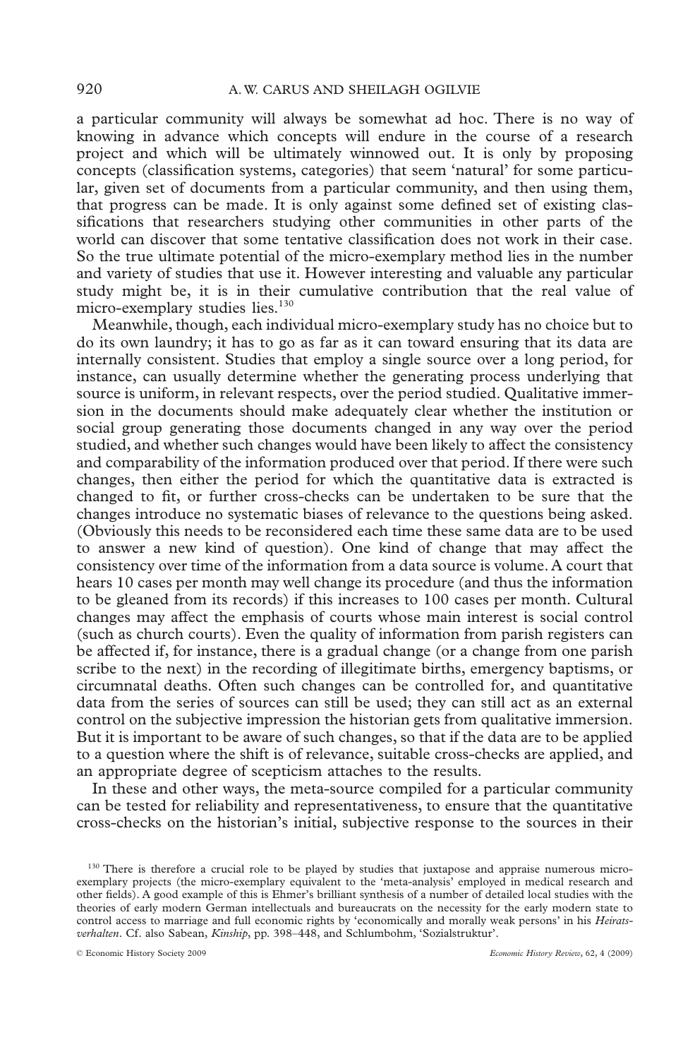a particular community will always be somewhat ad hoc. There is no way of knowing in advance which concepts will endure in the course of a research project and which will be ultimately winnowed out. It is only by proposing concepts (classification systems, categories) that seem 'natural' for some particular, given set of documents from a particular community, and then using them, that progress can be made. It is only against some defined set of existing classifications that researchers studying other communities in other parts of the world can discover that some tentative classification does not work in their case. So the true ultimate potential of the micro-exemplary method lies in the number and variety of studies that use it. However interesting and valuable any particular study might be, it is in their cumulative contribution that the real value of micro-exemplary studies lies.[130]

Meanwhile, though, each individual micro-exemplary study has no choice but to do its own laundry; it has to go as far as it can toward ensuring that its data are internally consistent. Studies that employ a single source over a long period, for instance, can usually determine whether the generating process underlying that source is uniform, in relevant respects, over the period studied. Qualitative immersion in the documents should make adequately clear whether the institution or social group generating those documents changed in any way over the period studied, and whether such changes would have been likely to affect the consistency and comparability of the information produced over that period. If there were such changes, then either the period for which the quantitative data is extracted is changed to fit, or further cross-checks can be undertaken to be sure that the changes introduce no systematic biases of relevance to the questions being asked. (Obviously this needs to be reconsidered each time these same data are to be used to answer a new kind of question). One kind of change that may affect the consistency over time of the information from a data source is volume. A court that hears 10 cases per month may well change its procedure (and thus the information to be gleaned from its records) if this increases to 100 cases per month. Cultural changes may affect the emphasis of courts whose main interest is social control (such as church courts). Even the quality of information from parish registers can be affected if, for instance, there is a gradual change (or a change from one parish scribe to the next) in the recording of illegitimate births, emergency baptisms, or circumnatal deaths. Often such changes can be controlled for, and quantitative data from the series of sources can still be used; they can still act as an external control on the subjective impression the historian gets from qualitative immersion. But it is important to be aware of such changes, so that if the data are to be applied to a question where the shift is of relevance, suitable cross-checks are applied, and an appropriate degree of scepticism attaches to the results.

In these and other ways, the meta-source compiled for a particular community can be tested for reliability and representativeness, to ensure that the quantitative cross-checks on the historian's initial, subjective response to the sources in their

---

[130] There is therefore a crucial role to be played by studies that juxtapose and appraise numerous micro-exemplary projects (the micro-exemplary equivalent to the 'meta-analysis' employed in medical research and other fields). A good example of this is Ehmer's brilliant synthesis of a number of detailed local studies with the theories of early modern German intellectuals and bureaucrats on the necessity for the early modern state to control access to marriage and full economic rights by 'economically and morally weak persons' in his *Heiratsverhalten*. Cf. also Sabean, *Kinship*, pp. 398–448, and Schlumbohm, 'Sozialstruktur'.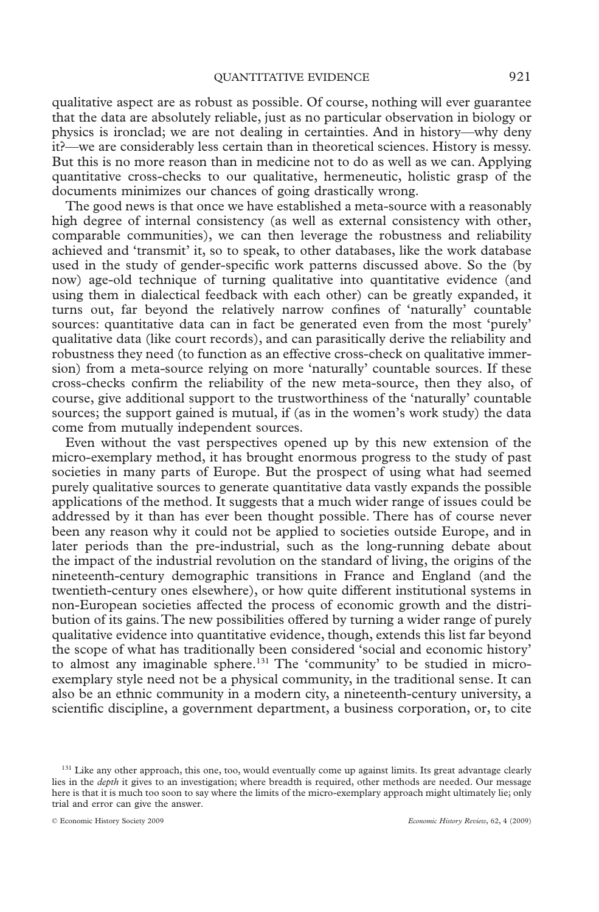qualitative aspect are as robust as possible. Of course, nothing will ever guarantee that the data are absolutely reliable, just as no particular observation in biology or physics is ironclad; we are not dealing in certainties. And in history—why deny it?—we are considerably less certain than in theoretical sciences. History is messy. But this is no more reason than in medicine not to do as well as we can. Applying quantitative cross-checks to our qualitative, hermeneutic, holistic grasp of the documents minimizes our chances of going drastically wrong.

The good news is that once we have established a meta-source with a reasonably high degree of internal consistency (as well as external consistency with other, comparable communities), we can then leverage the robustness and reliability achieved and 'transmit' it, so to speak, to other databases, like the work database used in the study of gender-specific work patterns discussed above. So the (by now) age-old technique of turning qualitative into quantitative evidence (and using them in dialectical feedback with each other) can be greatly expanded, it turns out, far beyond the relatively narrow confines of 'naturally' countable sources: quantitative data can in fact be generated even from the most 'purely' qualitative data (like court records), and can parasitically derive the reliability and robustness they need (to function as an effective cross-check on qualitative immersion) from a meta-source relying on more 'naturally' countable sources. If these cross-checks confirm the reliability of the new meta-source, then they also, of course, give additional support to the trustworthiness of the 'naturally' countable sources; the support gained is mutual, if (as in the women's work study) the data come from mutually independent sources.

Even without the vast perspectives opened up by this new extension of the micro-exemplary method, it has brought enormous progress to the study of past societies in many parts of Europe. But the prospect of using what had seemed purely qualitative sources to generate quantitative data vastly expands the possible applications of the method. It suggests that a much wider range of issues could be addressed by it than has ever been thought possible. There has of course never been any reason why it could not be applied to societies outside Europe, and in later periods than the pre-industrial, such as the long-running debate about the impact of the industrial revolution on the standard of living, the origins of the nineteenth-century demographic transitions in France and England (and the twentieth-century ones elsewhere), or how quite different institutional systems in non-European societies affected the process of economic growth and the distribution of its gains. The new possibilities offered by turning a wider range of purely qualitative evidence into quantitative evidence, though, extends this list far beyond the scope of what has traditionally been considered 'social and economic history' to almost any imaginable sphere.[131] The 'community' to be studied in micro-exemplary style need not be a physical community, in the traditional sense. It can also be an ethnic community in a modern city, a nineteenth-century university, a scientific discipline, a government department, a business corporation, or, to cite

[131] Like any other approach, this one, too, would eventually come up against limits. Its great advantage clearly lies in the *depth* it gives to an investigation; where breadth is required, other methods are needed. Our message here is that it is much too soon to say where the limits of the micro-exemplary approach might ultimately lie; only trial and error can give the answer.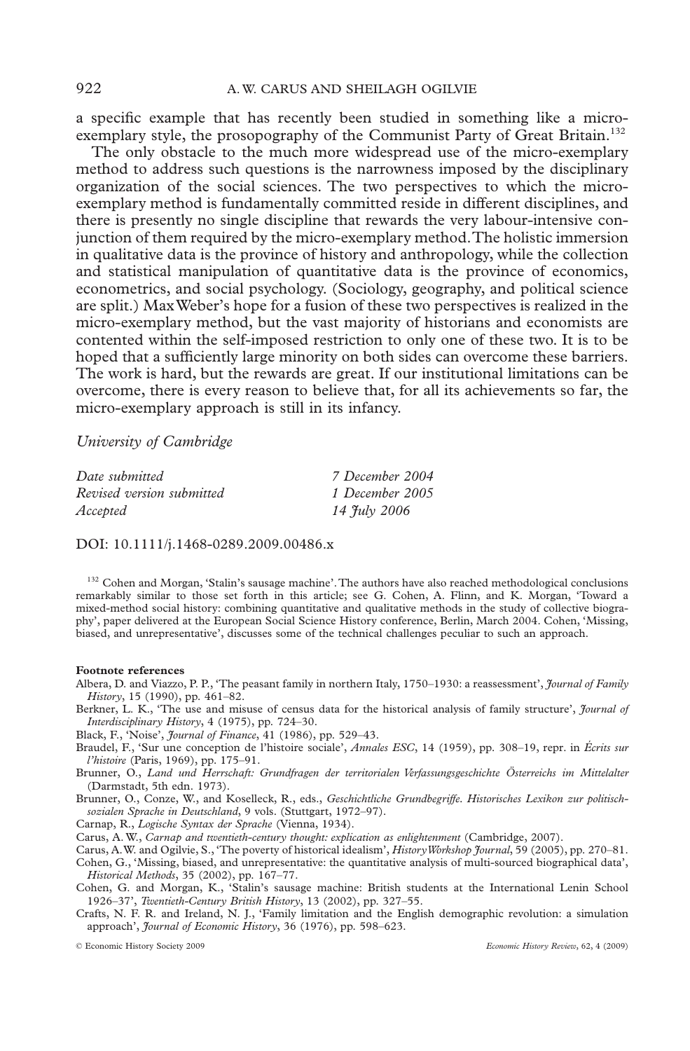a specific example that has recently been studied in something like a micro-exemplary style, the prosopography of the Communist Party of Great Britain.[132]

The only obstacle to the much more widespread use of the micro-exemplary method to address such questions is the narrowness imposed by the disciplinary organization of the social sciences. The two perspectives to which the micro-exemplary method is fundamentally committed reside in different disciplines, and there is presently no single discipline that rewards the very labour-intensive conjunction of them required by the micro-exemplary method. The holistic immersion in qualitative data is the province of history and anthropology, while the collection and statistical manipulation of quantitative data is the province of economics, econometrics, and social psychology. (Sociology, geography, and political science are split.) Max Weber's hope for a fusion of these two perspectives is realized in the micro-exemplary method, but the vast majority of historians and economists are contented within the self-imposed restriction to only one of these two. It is to be hoped that a sufficiently large minority on both sides can overcome these barriers. The work is hard, but the rewards are great. If our institutional limitations can be overcome, there is every reason to believe that, for all its achievements so far, the micro-exemplary approach is still in its infancy.

*University of Cambridge*

| | |
|---|---|
| *Date submitted* | *7 December 2004* |
| *Revised version submitted* | *1 December 2005* |
| *Accepted* | *14 July 2006* |

DOI: 10.1111/j.1468-0289.2009.00486.x

[132] Cohen and Morgan, 'Stalin's sausage machine'. The authors have also reached methodological conclusions remarkably similar to those set forth in this article; see G. Cohen, A. Flinn, and K. Morgan, 'Toward a mixed-method social history: combining quantitative and qualitative methods in the study of collective biography', paper delivered at the European Social Science History conference, Berlin, March 2004. Cohen, 'Missing, biased, and unrepresentative', discusses some of the technical challenges peculiar to such an approach.

**Footnote references**

Albera, D. and Viazzo, P. P., 'The peasant family in northern Italy, 1750–1930: a reassessment', *Journal of Family History*, 15 (1990), pp. 461–82.

Berkner, L. K., 'The use and misuse of census data for the historical analysis of family structure', *Journal of Interdisciplinary History*, 4 (1975), pp. 724–30.

Black, F., 'Noise', *Journal of Finance*, 41 (1986), pp. 529–43.

Braudel, F., 'Sur une conception de l'histoire sociale', *Annales ESC*, 14 (1959), pp. 308–19, repr. in *Écrits sur l'histoire* (Paris, 1969), pp. 175–91.

Brunner, O., *Land und Herrschaft: Grundfragen der territorialen Verfassungsgeschichte Österreichs im Mittelalter* (Darmstadt, 5th edn. 1973).

Brunner, O., Conze, W., and Koselleck, R., eds., *Geschichtliche Grundbegriffe. Historisches Lexikon zur politisch-sozialen Sprache in Deutschland*, 9 vols. (Stuttgart, 1972–97).

Carnap, R., *Logische Syntax der Sprache* (Vienna, 1934).

Carus, A. W., *Carnap and twentieth-century thought: explication as enlightenment* (Cambridge, 2007).

Carus, A. W. and Ogilvie, S., 'The poverty of historical idealism', *History Workshop Journal*, 59 (2005), pp. 270–81.

Cohen, G., 'Missing, biased, and unrepresentative: the quantitative analysis of multi-sourced biographical data', *Historical Methods*, 35 (2002), pp. 167–77.

Cohen, G. and Morgan, K., 'Stalin's sausage machine: British students at the International Lenin School 1926–37', *Twentieth-Century British History*, 13 (2002), pp. 327–55.

Crafts, N. F. R. and Ireland, N. J., 'Family limitation and the English demographic revolution: a simulation approach', *Journal of Economic History*, 36 (1976), pp. 598–623.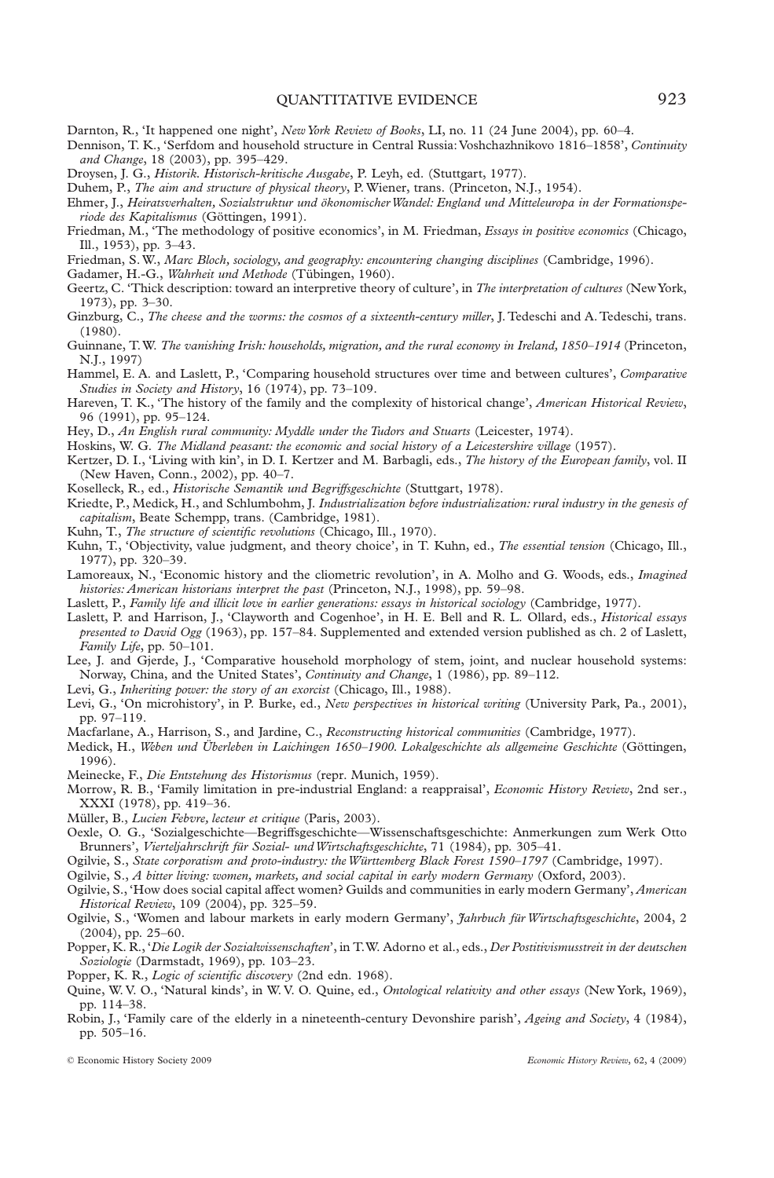Darnton, R., 'It happened one night', *New York Review of Books*, LI, no. 11 (24 June 2004), pp. 60–4.

Dennison, T. K., 'Serfdom and household structure in Central Russia: Voshchazhnikovo 1816–1858', *Continuity and Change*, 18 (2003), pp. 395–429.

Droysen, J. G., *Historik. Historisch-kritische Ausgabe*, P. Leyh, ed. (Stuttgart, 1977).

Duhem, P., *The aim and structure of physical theory*, P. Wiener, trans. (Princeton, N.J., 1954).

Ehmer, J., *Heiratsverhalten, Sozialstruktur und ökonomischer Wandel: England und Mitteleuropa in der Formationsperiode des Kapitalismus* (Göttingen, 1991).

Friedman, M., 'The methodology of positive economics', in M. Friedman, *Essays in positive economics* (Chicago, Ill., 1953), pp. 3–43.

Friedman, S. W., *Marc Bloch, sociology, and geography: encountering changing disciplines* (Cambridge, 1996).

Gadamer, H.-G., *Wahrheit und Methode* (Tübingen, 1960).

Geertz, C. 'Thick description: toward an interpretive theory of culture', in *The interpretation of cultures* (New York, 1973), pp. 3–30.

Ginzburg, C., *The cheese and the worms: the cosmos of a sixteenth-century miller*, J. Tedeschi and A. Tedeschi, trans. (1980).

Guinnane, T. W. *The vanishing Irish: households, migration, and the rural economy in Ireland, 1850–1914* (Princeton, N.J., 1997)

Hammel, E. A. and Laslett, P., 'Comparing household structures over time and between cultures', *Comparative Studies in Society and History*, 16 (1974), pp. 73–109.

Hareven, T. K., 'The history of the family and the complexity of historical change', *American Historical Review*, 96 (1991), pp. 95–124.

Hey, D., *An English rural community: Myddle under the Tudors and Stuarts* (Leicester, 1974).

Hoskins, W. G. *The Midland peasant: the economic and social history of a Leicestershire village* (1957).

Kertzer, D. I., 'Living with kin', in D. I. Kertzer and M. Barbagli, eds., *The history of the European family*, vol. II (New Haven, Conn., 2002), pp. 40–7.

Koselleck, R., ed., *Historische Semantik und Begriffsgeschichte* (Stuttgart, 1978).

Kriedte, P., Medick, H., and Schlumbohm, J. *Industrialization before industrialization: rural industry in the genesis of capitalism*, Beate Schempp, trans. (Cambridge, 1981).

Kuhn, T., *The structure of scientific revolutions* (Chicago, Ill., 1970).

Kuhn, T., 'Objectivity, value judgment, and theory choice', in T. Kuhn, ed., *The essential tension* (Chicago, Ill., 1977), pp. 320–39.

Lamoreaux, N., 'Economic history and the cliometric revolution', in A. Molho and G. Woods, eds., *Imagined histories: American historians interpret the past* (Princeton, N.J., 1998), pp. 59–98.

Laslett, P., *Family life and illicit love in earlier generations: essays in historical sociology* (Cambridge, 1977).

Laslett, P. and Harrison, J., 'Clayworth and Cogenhoe', in H. E. Bell and R. L. Ollard, eds., *Historical essays presented to David Ogg* (1963), pp. 157–84. Supplemented and extended version published as ch. 2 of Laslett, *Family Life*, pp. 50–101.

Lee, J. and Gjerde, J., 'Comparative household morphology of stem, joint, and nuclear household systems: Norway, China, and the United States', *Continuity and Change*, 1 (1986), pp. 89–112.

Levi, G., *Inheriting power: the story of an exorcist* (Chicago, Ill., 1988).

Levi, G., 'On microhistory', in P. Burke, ed., *New perspectives in historical writing* (University Park, Pa., 2001), pp. 97–119.

Macfarlane, A., Harrison, S., and Jardine, C., *Reconstructing historical communities* (Cambridge, 1977).

Medick, H., *Weben und Überleben in Laichingen 1650–1900. Lokalgeschichte als allgemeine Geschichte* (Göttingen, 1996).

Meinecke, F., *Die Entstehung des Historismus* (repr. Munich, 1959).

Morrow, R. B., 'Family limitation in pre-industrial England: a reappraisal', *Economic History Review*, 2nd ser., XXXI (1978), pp. 419–36.

Müller, B., *Lucien Febvre, lecteur et critique* (Paris, 2003).

Oexle, O. G., 'Sozialgeschichte—Begriffsgeschichte—Wissenschaftsgeschichte: Anmerkungen zum Werk Otto Brunners', *Vierteljahrschrift für Sozial- und Wirtschaftsgeschichte*, 71 (1984), pp. 305–41.

Ogilvie, S., *State corporatism and proto-industry: the Württemberg Black Forest 1590–1797* (Cambridge, 1997).

Ogilvie, S., *A bitter living: women, markets, and social capital in early modern Germany* (Oxford, 2003).

Ogilvie, S., 'How does social capital affect women? Guilds and communities in early modern Germany', *American Historical Review*, 109 (2004), pp. 325–59.

Ogilvie, S., 'Women and labour markets in early modern Germany', *Jahrbuch für Wirtschaftsgeschichte*, 2004, 2 (2004), pp. 25–60.

Popper, K. R., '*Die Logik der Sozialwissenschaften*', in T. W. Adorno et al., eds., *Der Postitivismusstreit in der deutschen Soziologie* (Darmstadt, 1969), pp. 103–23.

Popper, K. R., *Logic of scientific discovery* (2nd edn. 1968).

Quine, W. V. O., 'Natural kinds', in W. V. O. Quine, ed., *Ontological relativity and other essays* (New York, 1969), pp. 114–38.

Robin, J., 'Family care of the elderly in a nineteenth-century Devonshire parish', *Ageing and Society*, 4 (1984), pp. 505–16.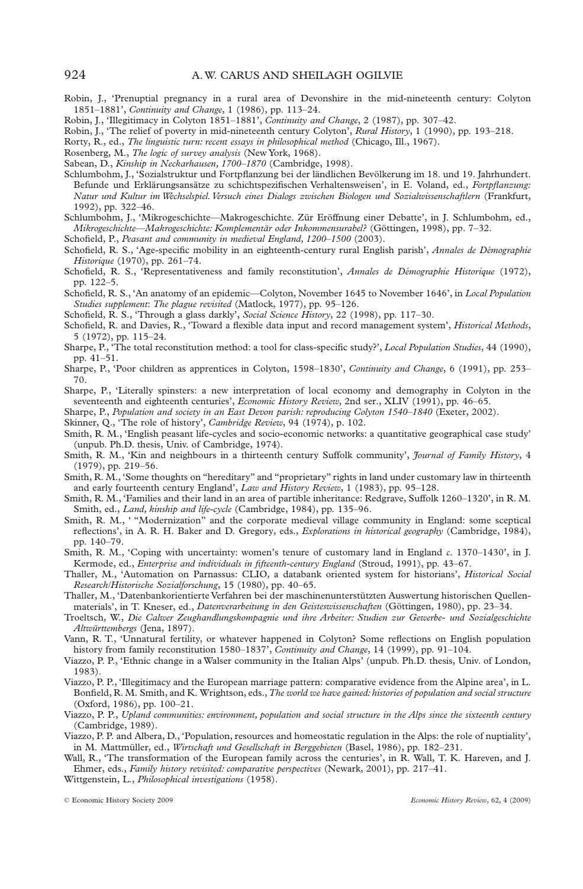Robin, J., 'Prenuptial pregnancy in a rural area of Devonshire in the mid-nineteenth century: Colyton 1851–1881', *Continuity and Change*, 1 (1986), pp. 113–24.

Robin, J., 'Illegitimacy in Colyton 1851–1881', *Continuity and Change*, 2 (1987), pp. 307–42.

Robin, J., 'The relief of poverty in mid-nineteenth century Colyton', *Rural History*, 1 (1990), pp. 193–218.

Rorty, R., ed., *The linguistic turn: recent essays in philosophical method* (Chicago, Ill., 1967).

Rosenberg, M., *The logic of survey analysis* (New York, 1968).

Sabean, D., *Kinship in Neckarhausen, 1700–1870* (Cambridge, 1998).

Schlumbohm, J., 'Sozialstruktur und Fortpflanzung bei der ländlichen Bevölkerung im 18. und 19. Jahrhundert. Befunde und Erklärungsansätze zu schichtspezifischen Verhaltensweisen', in E. Voland, ed., *Fortpflanzung: Natur und Kultur im Wechselspiel. Versuch eines Dialogs zwischen Biologen und Sozialwissenschaftlern* (Frankfurt, 1992), pp. 322–46.

Schlumbohm, J., 'Mikrogeschichte—Makrogeschichte. Zür Eröffnung einer Debatte', in J. Schlumbohm, ed., *Mikrogeschichte—Makrogeschichte: Komplementär oder Inkommensurabel?* (Göttingen, 1998), pp. 7–32.

Schofield, P., *Peasant and community in medieval England, 1200–1500* (2003).

Schofield, R. S., 'Age-specific mobility in an eighteenth-century rural English parish', *Annales de Démographie Historique* (1970), pp. 261–74.

Schofield, R. S., 'Representativeness and family reconstitution', *Annales de Démographie Historique* (1972), pp. 122–5.

Schofield, R. S., 'An anatomy of an epidemic—Colyton, November 1645 to November 1646', in *Local Population Studies supplement*: *The plague revisited* (Matlock, 1977), pp. 95–126.

Schofield, R. S., 'Through a glass darkly', *Social Science History*, 22 (1998), pp. 117–30.

Schofield, R. and Davies, R., 'Toward a flexible data input and record management system', *Historical Methods*, 5 (1972), pp. 115–24.

Sharpe, P., 'The total reconstitution method: a tool for class-specific study?', *Local Population Studies*, 44 (1990), pp. 41–51.

Sharpe, P., 'Poor children as apprentices in Colyton, 1598–1830', *Continuity and Change*, 6 (1991), pp. 253–70.

Sharpe, P., 'Literally spinsters: a new interpretation of local economy and demography in Colyton in the seventeenth and eighteenth centuries', *Economic History Review*, 2nd ser., XLIV (1991), pp. 46–65.

Sharpe, P., *Population and society in an East Devon parish: reproducing Colyton 1540–1840* (Exeter, 2002).

Skinner, Q., 'The role of history', *Cambridge Review*, 94 (1974), p. 102.

Smith, R. M., 'English peasant life-cycles and socio-economic networks: a quantitative geographical case study' (unpub. Ph.D. thesis, Univ. of Cambridge, 1974).

Smith, R. M., 'Kin and neighbours in a thirteenth century Suffolk community', *Journal of Family History*, 4 (1979), pp. 219–56.

Smith, R. M., 'Some thoughts on "hereditary" and "proprietary" rights in land under customary law in thirteenth and early fourteenth century England', *Law and History Review*, 1 (1983), pp. 95–128.

Smith, R. M., 'Families and their land in an area of partible inheritance: Redgrave, Suffolk 1260–1320', in R. M. Smith, ed., *Land, kinship and life-cycle* (Cambridge, 1984), pp. 135–96.

Smith, R. M., ' "Modernization" and the corporate medieval village community in England: some sceptical reflections', in A. R. H. Baker and D. Gregory, eds., *Explorations in historical geography* (Cambridge, 1984), pp. 140–79.

Smith, R. M., 'Coping with uncertainty: women's tenure of customary land in England *c*. 1370–1430', in J. Kermode, ed., *Enterprise and individuals in fifteenth-century England* (Stroud, 1991), pp. 43–67.

Thaller, M., 'Automation on Parnassus: CLIO, a databank oriented system for historians', *Historical Social Research/Historische Sozialforschung*, 15 (1980), pp. 40–65.

Thaller, M., 'Datenbankorientierte Verfahren bei der maschinenunterstützten Auswertung historischen Quellenmaterials', in T. Kneser, ed., *Datenverarbeitung in den Geisteswissenschaften* (Göttingen, 1980), pp. 23–34.

Troeltsch, W., *Die Calwer Zeughandlungskompagnie und ihre Arbeiter: Studien zur Gewerbe- und Sozialgeschichte Altwürttembergs* (Jena, 1897).

Vann, R. T., 'Unnatural fertility, or whatever happened in Colyton? Some reflections on English population history from family reconstitution 1580–1837', *Continuity and Change*, 14 (1999), pp. 91–104.

Viazzo, P. P., 'Ethnic change in a Walser community in the Italian Alps' (unpub. Ph.D. thesis, Univ. of London, 1983).

Viazzo, P. P., 'Illegitimacy and the European marriage pattern: comparative evidence from the Alpine area', in L. Bonfield, R. M. Smith, and K. Wrightson, eds., *The world we have gained: histories of population and social structure* (Oxford, 1986), pp. 100–21.

Viazzo, P. P., *Upland communities: environment, population and social structure in the Alps since the sixteenth century* (Cambridge, 1989).

Viazzo, P. P. and Albera, D., 'Population, resources and homeostatic regulation in the Alps: the role of nuptiality', in M. Mattmüller, ed., *Wirtschaft und Gesellschaft in Berggebieten* (Basel, 1986), pp. 182–231.

Wall, R., 'The transformation of the European family across the centuries', in R. Wall, T. K. Hareven, and J. Ehmer, eds., *Family history revisited: comparative perspectives* (Newark, 2001), pp. 217–41.

Wittgenstein, L., *Philosophical investigations* (1958).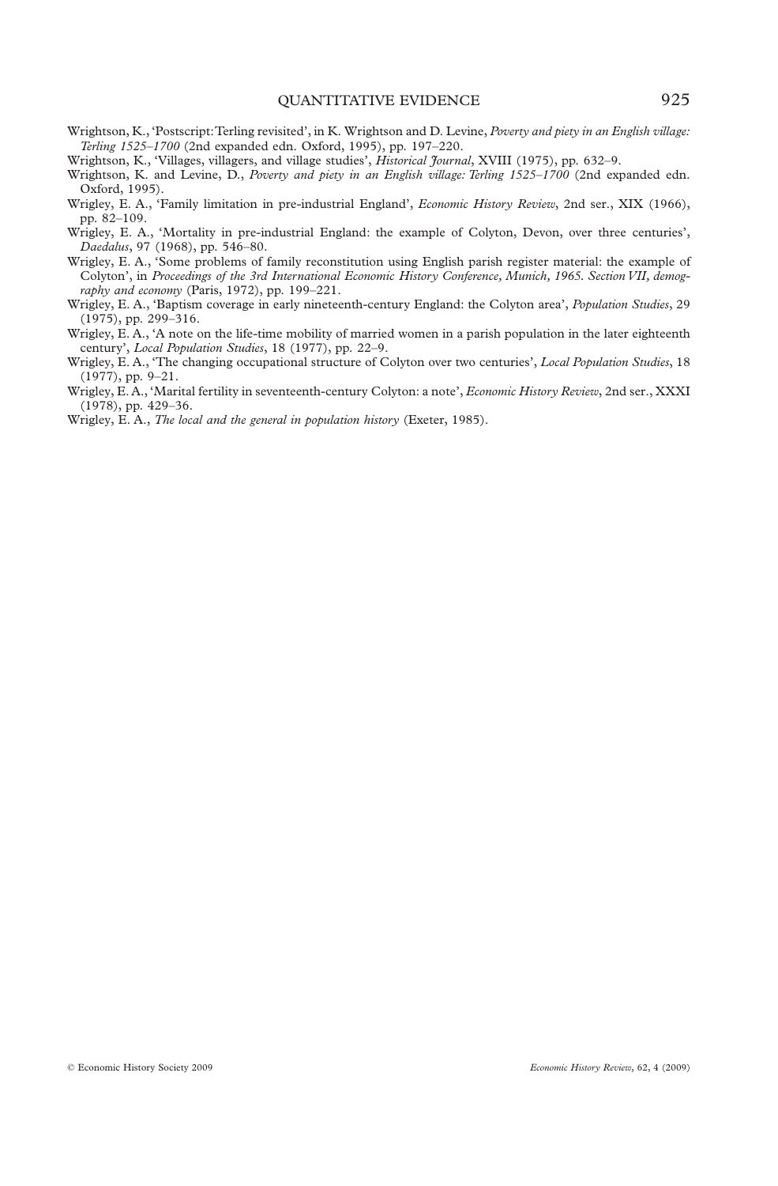Wrightson, K., 'Postscript: Terling revisited', in K. Wrightson and D. Levine, *Poverty and piety in an English village: Terling 1525–1700* (2nd expanded edn. Oxford, 1995), pp. 197–220.

Wrightson, K., 'Villages, villagers, and village studies', *Historical Journal*, XVIII (1975), pp. 632–9.

Wrightson, K. and Levine, D., *Poverty and piety in an English village: Terling 1525–1700* (2nd expanded edn. Oxford, 1995).

Wrigley, E. A., 'Family limitation in pre-industrial England', *Economic History Review*, 2nd ser., XIX (1966), pp. 82–109.

Wrigley, E. A., 'Mortality in pre-industrial England: the example of Colyton, Devon, over three centuries', *Daedalus*, 97 (1968), pp. 546–80.

Wrigley, E. A., 'Some problems of family reconstitution using English parish register material: the example of Colyton', in *Proceedings of the 3rd International Economic History Conference, Munich, 1965. Section VII, demography and economy* (Paris, 1972), pp. 199–221.

Wrigley, E. A., 'Baptism coverage in early nineteenth-century England: the Colyton area', *Population Studies*, 29 (1975), pp. 299–316.

Wrigley, E. A., 'A note on the life-time mobility of married women in a parish population in the later eighteenth century', *Local Population Studies*, 18 (1977), pp. 22–9.

Wrigley, E. A., 'The changing occupational structure of Colyton over two centuries', *Local Population Studies*, 18 (1977), pp. 9–21.

Wrigley, E. A., 'Marital fertility in seventeenth-century Colyton: a note', *Economic History Review*, 2nd ser., XXXI (1978), pp. 429–36.

Wrigley, E. A., *The local and the general in population history* (Exeter, 1985).